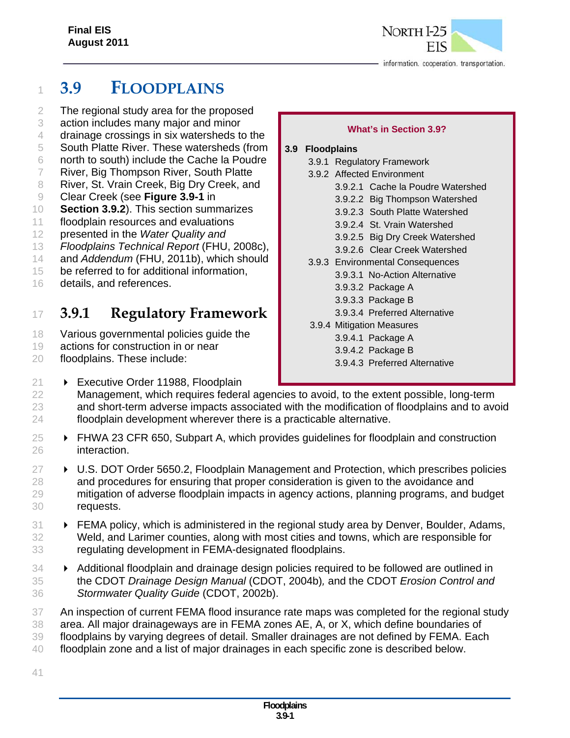# 3.9 FLOODPLAINS

The regional study area for the proposed action includes many major and minor drainage crossings in six watersheds to the South Platte River. These watersheds (from north to south) include the Cache la Poudre River, Big Thompson River, South Platte River, St. Vrain Creek, Big Dry Creek, and Clear Creek (see **Figure 3.9-1** in **Section 3.9.2**). This section summarizes floodplain resources and evaluations presented in the *Water Quality and Floodplains Technical Report* (FHU, 2008c), and *Addendum* (FHU, 2011b), which should be referred to for additional information, details, and references.

**What's in Section 3.9?**

**3.9 Floodplains**
- 3.9.1 Regulatory Framework
- 3.9.2 Affected Environment
  - 3.9.2.1 Cache la Poudre Watershed
  - 3.9.2.2 Big Thompson Watershed
  - 3.9.2.3 South Platte Watershed
  - 3.9.2.4 St. Vrain Watershed
  - 3.9.2.5 Big Dry Creek Watershed
  - 3.9.2.6 Clear Creek Watershed
- 3.9.3 Environmental Consequences
  - 3.9.3.1 No-Action Alternative
  - 3.9.3.2 Package A
  - 3.9.3.3 Package B
  - 3.9.3.4 Preferred Alternative
- 3.9.4 Mitigation Measures
  - 3.9.4.1 Package A
  - 3.9.4.2 Package B
  - 3.9.4.3 Preferred Alternative

## 3.9.1 Regulatory Framework

Various governmental policies guide the actions for construction in or near floodplains. These include:

- Executive Order 11988, Floodplain Management, which requires federal agencies to avoid, to the extent possible, long-term and short-term adverse impacts associated with the modification of floodplains and to avoid floodplain development wherever there is a practicable alternative.
- FHWA 23 CFR 650, Subpart A, which provides guidelines for floodplain and construction interaction.
- U.S. DOT Order 5650.2, Floodplain Management and Protection, which prescribes policies and procedures for ensuring that proper consideration is given to the avoidance and mitigation of adverse floodplain impacts in agency actions, planning programs, and budget requests.
- FEMA policy, which is administered in the regional study area by Denver, Boulder, Adams, Weld, and Larimer counties, along with most cities and towns, which are responsible for regulating development in FEMA-designated floodplains.
- Additional floodplain and drainage design policies required to be followed are outlined in the CDOT *Drainage Design Manual* (CDOT, 2004b), and the CDOT *Erosion Control and Stormwater Quality Guide* (CDOT, 2002b).

An inspection of current FEMA flood insurance rate maps was completed for the regional study area. All major drainageways are in FEMA zones AE, A, or X, which define boundaries of floodplains by varying degrees of detail. Smaller drainages are not defined by FEMA. Each floodplain zone and a list of major drainages in each specific zone is described below.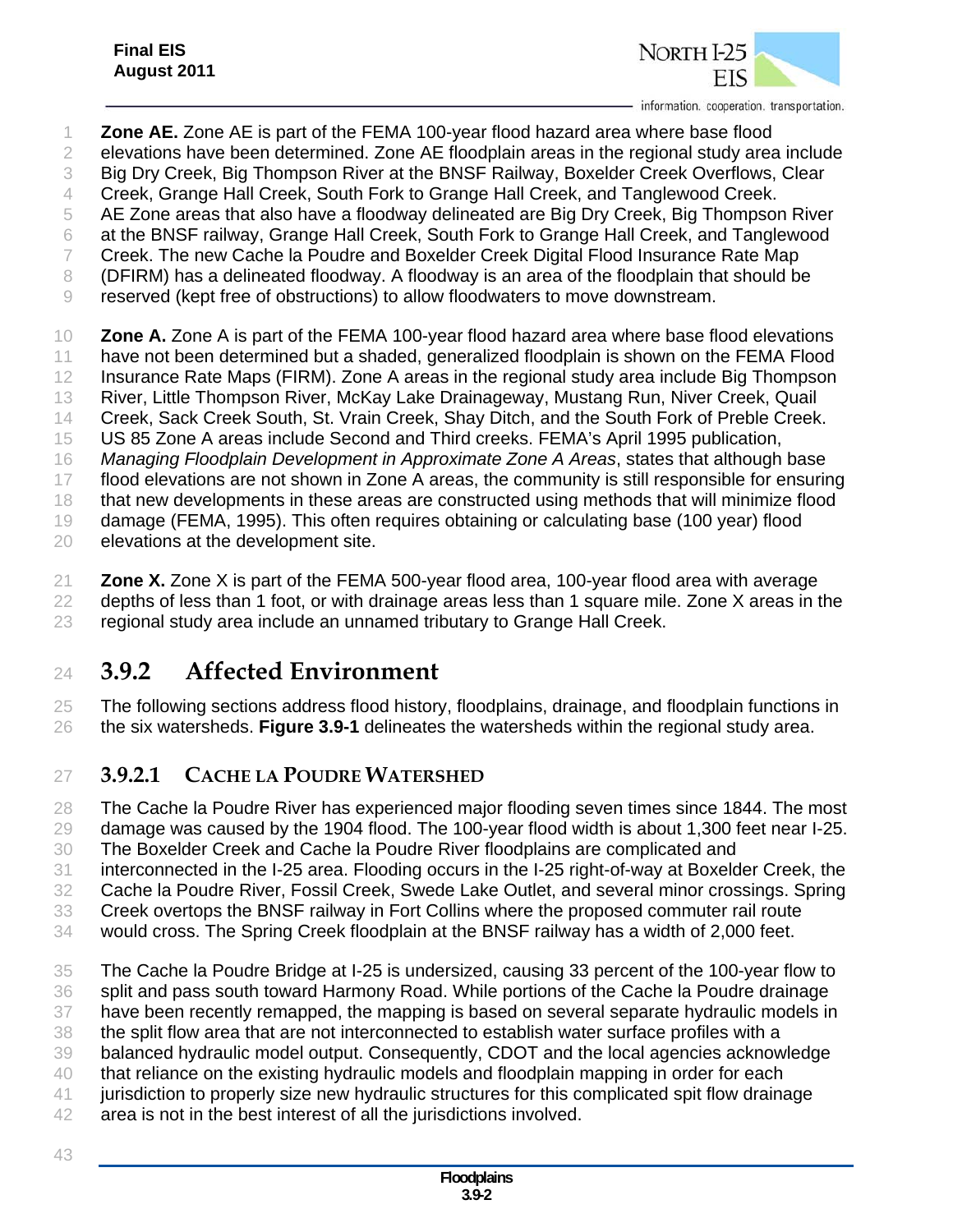**Zone AE.** Zone AE is part of the FEMA 100-year flood hazard area where base flood elevations have been determined. Zone AE floodplain areas in the regional study area include Big Dry Creek, Big Thompson River at the BNSF Railway, Boxelder Creek Overflows, Clear Creek, Grange Hall Creek, South Fork to Grange Hall Creek, and Tanglewood Creek. AE Zone areas that also have a floodway delineated are Big Dry Creek, Big Thompson River at the BNSF railway, Grange Hall Creek, South Fork to Grange Hall Creek, and Tanglewood Creek. The new Cache la Poudre and Boxelder Creek Digital Flood Insurance Rate Map (DFIRM) has a delineated floodway. A floodway is an area of the floodplain that should be reserved (kept free of obstructions) to allow floodwaters to move downstream.

**Zone A.** Zone A is part of the FEMA 100-year flood hazard area where base flood elevations have not been determined but a shaded, generalized floodplain is shown on the FEMA Flood Insurance Rate Maps (FIRM). Zone A areas in the regional study area include Big Thompson River, Little Thompson River, McKay Lake Drainageway, Mustang Run, Niver Creek, Quail Creek, Sack Creek South, St. Vrain Creek, Shay Ditch, and the South Fork of Preble Creek. US 85 Zone A areas include Second and Third creeks. FEMA's April 1995 publication, *Managing Floodplain Development in Approximate Zone A Areas*, states that although base flood elevations are not shown in Zone A areas, the community is still responsible for ensuring that new developments in these areas are constructed using methods that will minimize flood damage (FEMA, 1995). This often requires obtaining or calculating base (100 year) flood elevations at the development site.

**Zone X.** Zone X is part of the FEMA 500-year flood area, 100-year flood area with average depths of less than 1 foot, or with drainage areas less than 1 square mile. Zone X areas in the regional study area include an unnamed tributary to Grange Hall Creek.

## 3.9.2 Affected Environment

The following sections address flood history, floodplains, drainage, and floodplain functions in the six watersheds. **Figure 3.9-1** delineates the watersheds within the regional study area.

### 3.9.2.1 Cache la Poudre Watershed

The Cache la Poudre River has experienced major flooding seven times since 1844. The most damage was caused by the 1904 flood. The 100-year flood width is about 1,300 feet near I-25. The Boxelder Creek and Cache la Poudre River floodplains are complicated and interconnected in the I-25 area. Flooding occurs in the I-25 right-of-way at Boxelder Creek, the Cache la Poudre River, Fossil Creek, Swede Lake Outlet, and several minor crossings. Spring Creek overtops the BNSF railway in Fort Collins where the proposed commuter rail route would cross. The Spring Creek floodplain at the BNSF railway has a width of 2,000 feet.

The Cache la Poudre Bridge at I-25 is undersized, causing 33 percent of the 100-year flow to split and pass south toward Harmony Road. While portions of the Cache la Poudre drainage have been recently remapped, the mapping is based on several separate hydraulic models in the split flow area that are not interconnected to establish water surface profiles with a balanced hydraulic model output. Consequently, CDOT and the local agencies acknowledge that reliance on the existing hydraulic models and floodplain mapping in order for each jurisdiction to properly size new hydraulic structures for this complicated spit flow drainage area is not in the best interest of all the jurisdictions involved.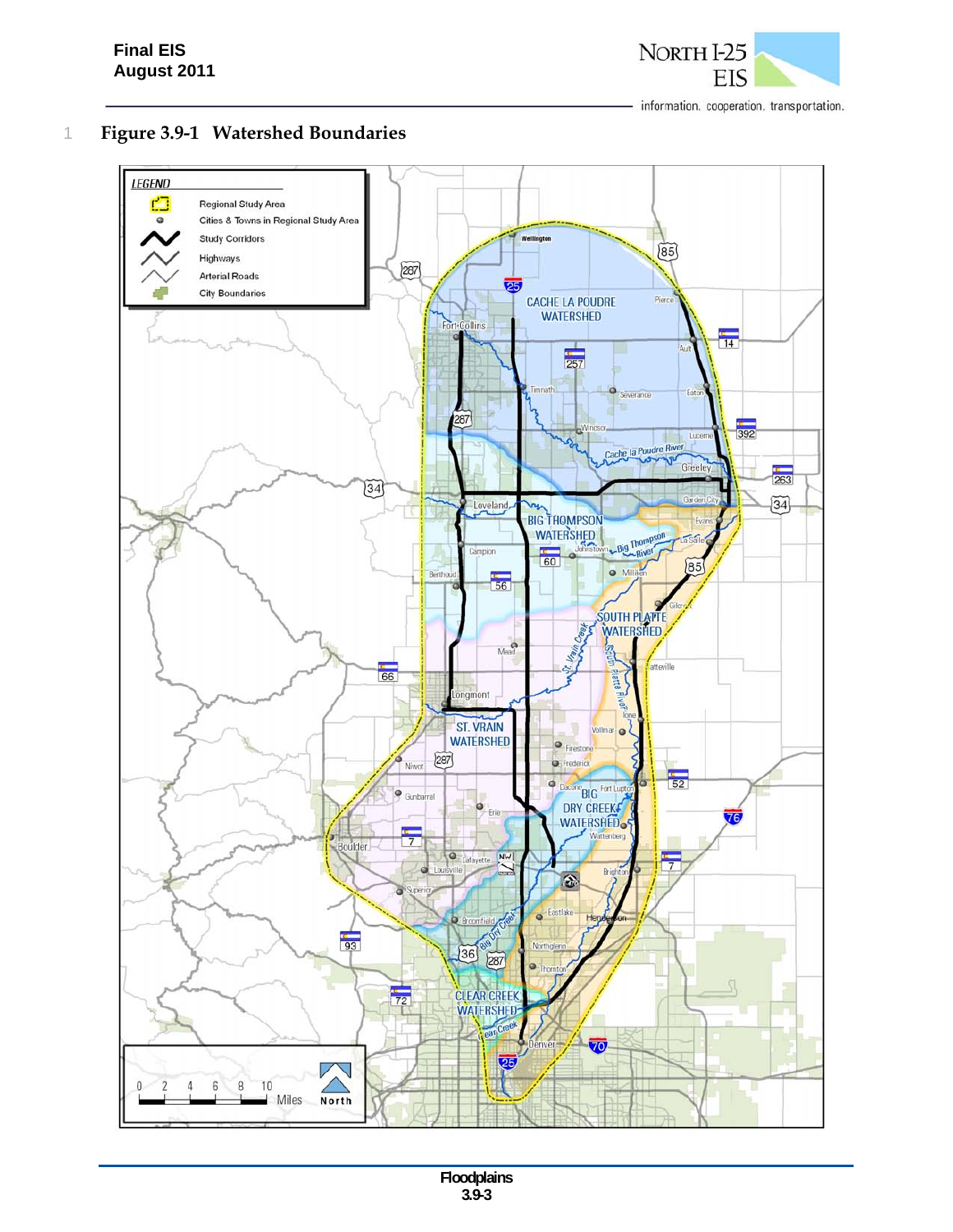# Figure 3.9-1 Watershed Boundaries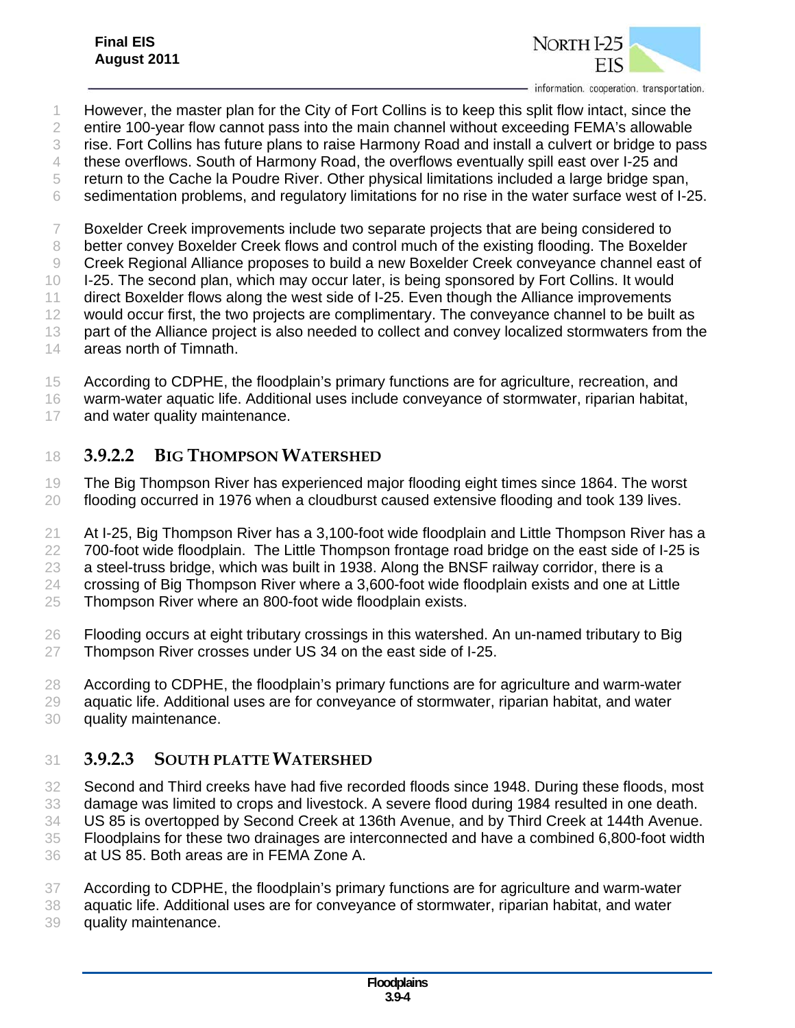However, the master plan for the City of Fort Collins is to keep this split flow intact, since the entire 100-year flow cannot pass into the main channel without exceeding FEMA's allowable rise. Fort Collins has future plans to raise Harmony Road and install a culvert or bridge to pass these overflows. South of Harmony Road, the overflows eventually spill east over I-25 and return to the Cache la Poudre River. Other physical limitations included a large bridge span, sedimentation problems, and regulatory limitations for no rise in the water surface west of I-25.

Boxelder Creek improvements include two separate projects that are being considered to better convey Boxelder Creek flows and control much of the existing flooding. The Boxelder Creek Regional Alliance proposes to build a new Boxelder Creek conveyance channel east of I-25. The second plan, which may occur later, is being sponsored by Fort Collins. It would direct Boxelder flows along the west side of I-25. Even though the Alliance improvements would occur first, the two projects are complimentary. The conveyance channel to be built as part of the Alliance project is also needed to collect and convey localized stormwaters from the areas north of Timnath.

According to CDPHE, the floodplain's primary functions are for agriculture, recreation, and warm-water aquatic life. Additional uses include conveyance of stormwater, riparian habitat, and water quality maintenance.

### 3.9.2.2 Big Thompson Watershed

The Big Thompson River has experienced major flooding eight times since 1864. The worst flooding occurred in 1976 when a cloudburst caused extensive flooding and took 139 lives.

At I-25, Big Thompson River has a 3,100-foot wide floodplain and Little Thompson River has a 700-foot wide floodplain. The Little Thompson frontage road bridge on the east side of I-25 is a steel-truss bridge, which was built in 1938. Along the BNSF railway corridor, there is a crossing of Big Thompson River where a 3,600-foot wide floodplain exists and one at Little Thompson River where an 800-foot wide floodplain exists.

Flooding occurs at eight tributary crossings in this watershed. An un-named tributary to Big Thompson River crosses under US 34 on the east side of I-25.

According to CDPHE, the floodplain's primary functions are for agriculture and warm-water aquatic life. Additional uses are for conveyance of stormwater, riparian habitat, and water quality maintenance.

### 3.9.2.3 South Platte Watershed

Second and Third creeks have had five recorded floods since 1948. During these floods, most damage was limited to crops and livestock. A severe flood during 1984 resulted in one death. US 85 is overtopped by Second Creek at 136th Avenue, and by Third Creek at 144th Avenue. Floodplains for these two drainages are interconnected and have a combined 6,800-foot width at US 85. Both areas are in FEMA Zone A.

According to CDPHE, the floodplain's primary functions are for agriculture and warm-water aquatic life. Additional uses are for conveyance of stormwater, riparian habitat, and water quality maintenance.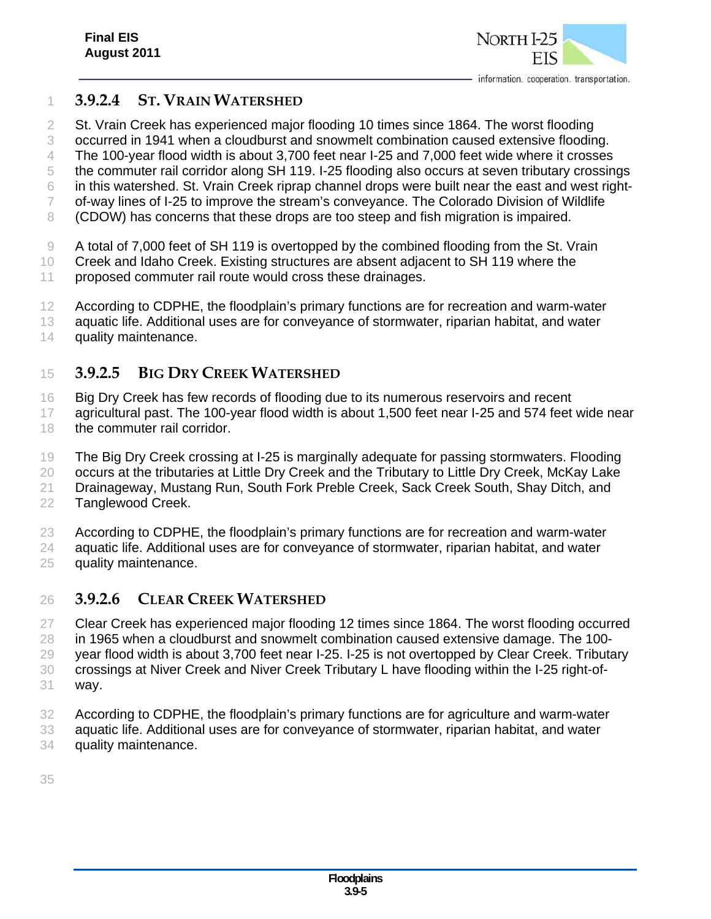### 3.9.2.4 St. Vrain Watershed

St. Vrain Creek has experienced major flooding 10 times since 1864. The worst flooding occurred in 1941 when a cloudburst and snowmelt combination caused extensive flooding. The 100-year flood width is about 3,700 feet near I-25 and 7,000 feet wide where it crosses the commuter rail corridor along SH 119. I-25 flooding also occurs at seven tributary crossings in this watershed. St. Vrain Creek riprap channel drops were built near the east and west right-of-way lines of I-25 to improve the stream's conveyance. The Colorado Division of Wildlife (CDOW) has concerns that these drops are too steep and fish migration is impaired.

A total of 7,000 feet of SH 119 is overtopped by the combined flooding from the St. Vrain Creek and Idaho Creek. Existing structures are absent adjacent to SH 119 where the proposed commuter rail route would cross these drainages.

According to CDPHE, the floodplain's primary functions are for recreation and warm-water aquatic life. Additional uses are for conveyance of stormwater, riparian habitat, and water quality maintenance.

### 3.9.2.5 Big Dry Creek Watershed

Big Dry Creek has few records of flooding due to its numerous reservoirs and recent agricultural past. The 100-year flood width is about 1,500 feet near I-25 and 574 feet wide near the commuter rail corridor.

The Big Dry Creek crossing at I-25 is marginally adequate for passing stormwaters. Flooding occurs at the tributaries at Little Dry Creek and the Tributary to Little Dry Creek, McKay Lake Drainageway, Mustang Run, South Fork Preble Creek, Sack Creek South, Shay Ditch, and Tanglewood Creek.

According to CDPHE, the floodplain's primary functions are for recreation and warm-water aquatic life. Additional uses are for conveyance of stormwater, riparian habitat, and water quality maintenance.

### 3.9.2.6 Clear Creek Watershed

Clear Creek has experienced major flooding 12 times since 1864. The worst flooding occurred in 1965 when a cloudburst and snowmelt combination caused extensive damage. The 100-year flood width is about 3,700 feet near I-25. I-25 is not overtopped by Clear Creek. Tributary crossings at Niver Creek and Niver Creek Tributary L have flooding within the I-25 right-of-way.

According to CDPHE, the floodplain's primary functions are for agriculture and warm-water aquatic life. Additional uses are for conveyance of stormwater, riparian habitat, and water quality maintenance.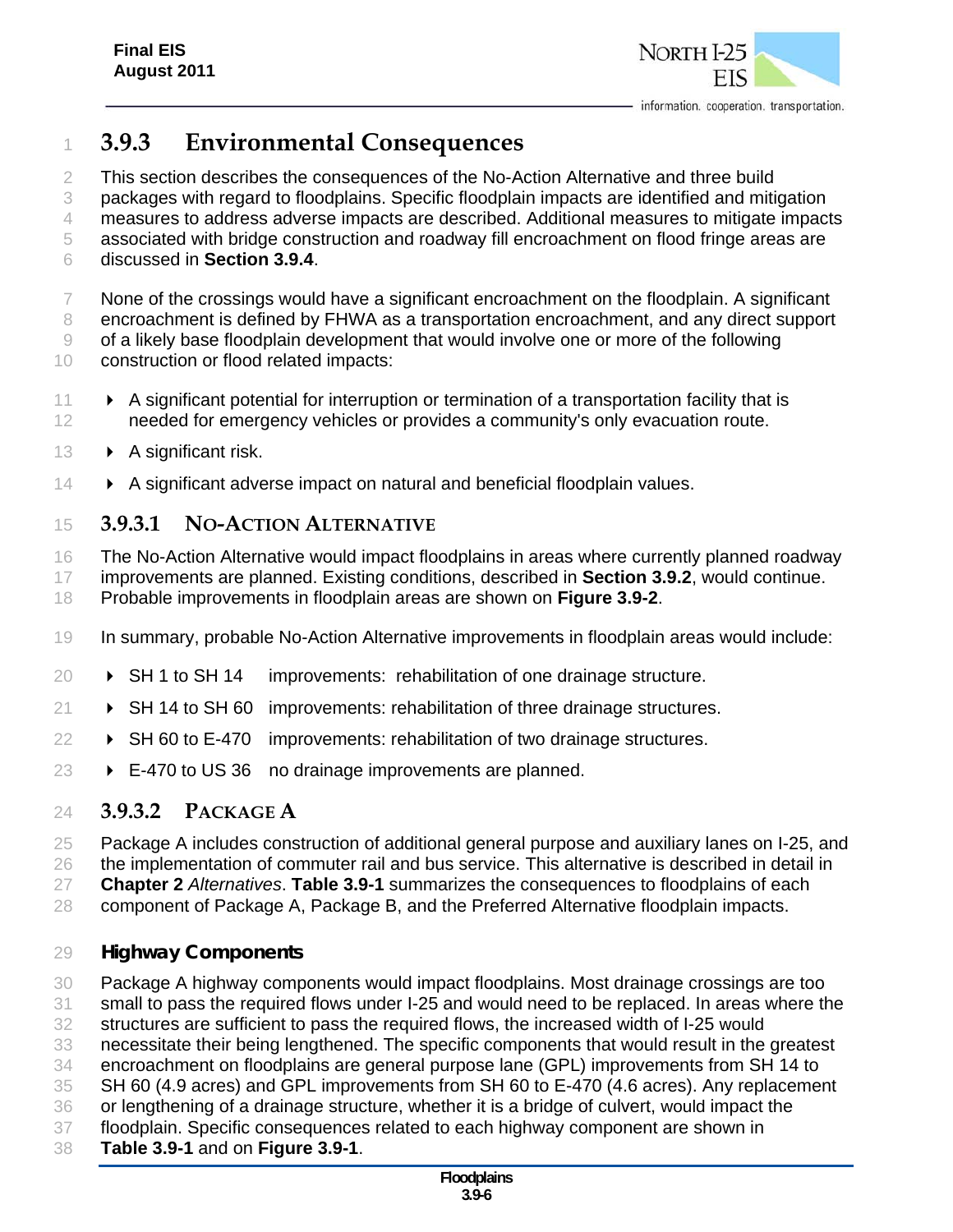## 3.9.3 Environmental Consequences

This section describes the consequences of the No-Action Alternative and three build packages with regard to floodplains. Specific floodplain impacts are identified and mitigation measures to address adverse impacts are described. Additional measures to mitigate impacts associated with bridge construction and roadway fill encroachment on flood fringe areas are discussed in **Section 3.9.4**.

None of the crossings would have a significant encroachment on the floodplain. A significant encroachment is defined by FHWA as a transportation encroachment, and any direct support of a likely base floodplain development that would involve one or more of the following construction or flood related impacts:

- A significant potential for interruption or termination of a transportation facility that is needed for emergency vehicles or provides a community's only evacuation route.
- A significant risk.
- A significant adverse impact on natural and beneficial floodplain values.

### 3.9.3.1 No-Action Alternative

The No-Action Alternative would impact floodplains in areas where currently planned roadway improvements are planned. Existing conditions, described in **Section 3.9.2**, would continue. Probable improvements in floodplain areas are shown on **Figure 3.9-2**.

In summary, probable No-Action Alternative improvements in floodplain areas would include:

- SH 1 to SH 14 improvements: rehabilitation of one drainage structure.
- SH 14 to SH 60 improvements: rehabilitation of three drainage structures.
- SH 60 to E-470 improvements: rehabilitation of two drainage structures.
- E-470 to US 36 no drainage improvements are planned.

### 3.9.3.2 Package A

Package A includes construction of additional general purpose and auxiliary lanes on I-25, and the implementation of commuter rail and bus service. This alternative is described in detail in **Chapter 2** *Alternatives*. **Table 3.9-1** summarizes the consequences to floodplains of each component of Package A, Package B, and the Preferred Alternative floodplain impacts.

#### Highway Components

Package A highway components would impact floodplains. Most drainage crossings are too small to pass the required flows under I-25 and would need to be replaced. In areas where the structures are sufficient to pass the required flows, the increased width of I-25 would necessitate their being lengthened. The specific components that would result in the greatest encroachment on floodplains are general purpose lane (GPL) improvements from SH 14 to SH 60 (4.9 acres) and GPL improvements from SH 60 to E-470 (4.6 acres). Any replacement or lengthening of a drainage structure, whether it is a bridge of culvert, would impact the floodplain. Specific consequences related to each highway component are shown in **Table 3.9-1** and on **Figure 3.9-1**.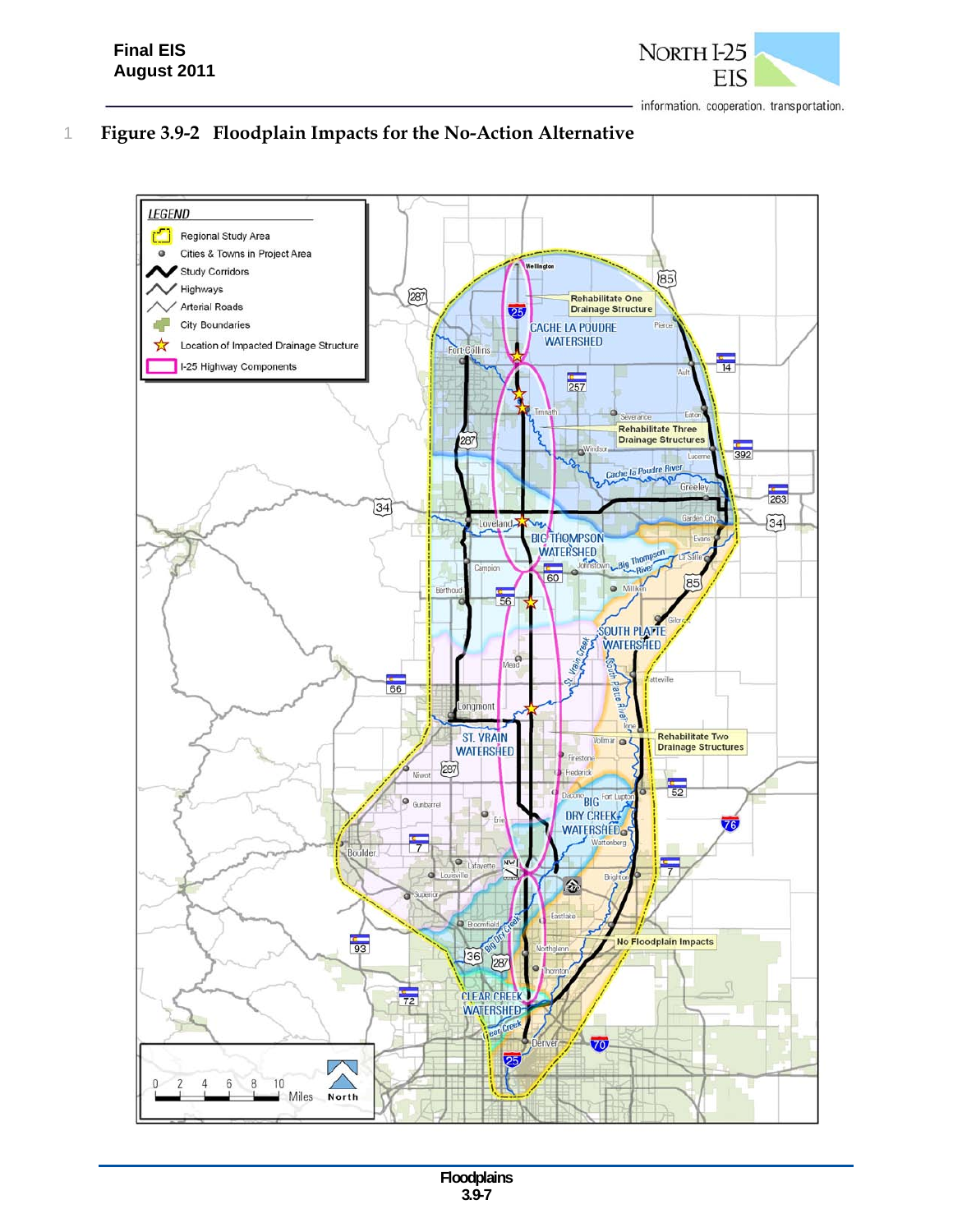# Figure 3.9-2 Floodplain Impacts for the No-Action Alternative

LEGEND

Regional Study Area

Cities & Towns in Project Area

Study Corridors

Highways

Arterial Roads

City Boundaries

Location of Impacted Drainage Structure

I-25 Highway Components

Rehabilitate One Drainage Structure

Rehabilitate Three Drainage Structures

Rehabilitate Two Drainage Structures

No Floodplain Impacts

CACHE LA POUDRE WATERSHED

BIG THOMPSON WATERSHED

SOUTH PLATTE WATERSHED

ST. VRAIN WATERSHED

BIG DRY CREEK WATERSHED

CLEAR CREEK WATERSHED

0 2 4 6 8 10 Miles

North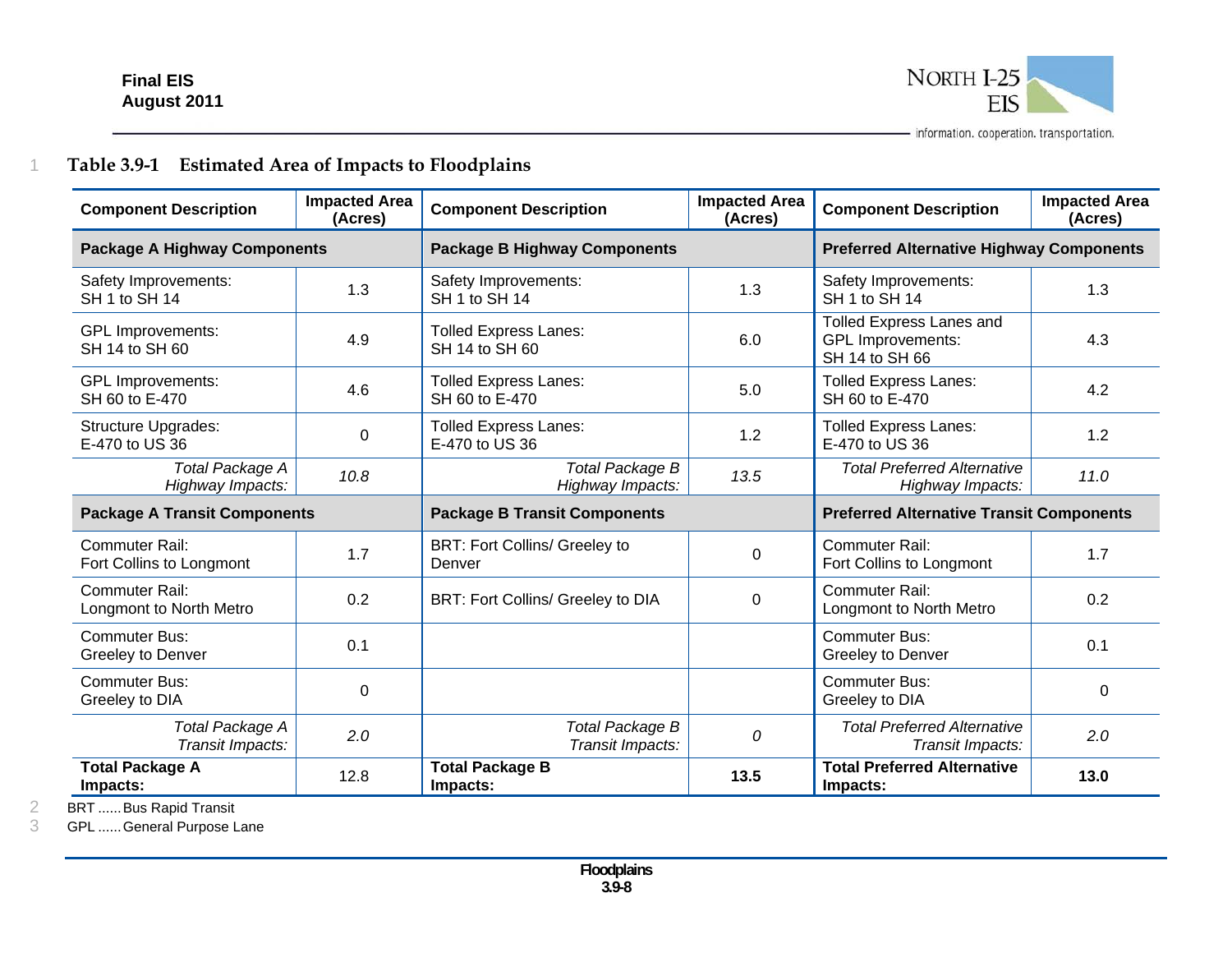Table 3.9-1 Estimated Area of Impacts to Floodplains

| Component Description | Impacted Area (Acres) | Component Description | Impacted Area (Acres) | Component Description | Impacted Area (Acres) |
|---|---|---|---|---|---|
| **Package A Highway Components** | | **Package B Highway Components** | | **Preferred Alternative Highway Components** | |
| Safety Improvements: SH 1 to SH 14 | 1.3 | Safety Improvements: SH 1 to SH 14 | 1.3 | Safety Improvements: SH 1 to SH 14 | 1.3 |
| GPL Improvements: SH 14 to SH 60 | 4.9 | Tolled Express Lanes: SH 14 to SH 60 | 6.0 | Tolled Express Lanes and GPL Improvements: SH 14 to SH 66 | 4.3 |
| GPL Improvements: SH 60 to E-470 | 4.6 | Tolled Express Lanes: SH 60 to E-470 | 5.0 | Tolled Express Lanes: SH 60 to E-470 | 4.2 |
| Structure Upgrades: E-470 to US 36 | 0 | Tolled Express Lanes: E-470 to US 36 | 1.2 | Tolled Express Lanes: E-470 to US 36 | 1.2 |
| *Total Package A Highway Impacts:* | *10.8* | *Total Package B Highway Impacts:* | *13.5* | *Total Preferred Alternative Highway Impacts:* | *11.0* |
| **Package A Transit Components** | | **Package B Transit Components** | | **Preferred Alternative Transit Components** | |
| Commuter Rail: Fort Collins to Longmont | 1.7 | BRT: Fort Collins/ Greeley to Denver | 0 | Commuter Rail: Fort Collins to Longmont | 1.7 |
| Commuter Rail: Longmont to North Metro | 0.2 | BRT: Fort Collins/ Greeley to DIA | 0 | Commuter Rail: Longmont to North Metro | 0.2 |
| Commuter Bus: Greeley to Denver | 0.1 | | | Commuter Bus: Greeley to Denver | 0.1 |
| Commuter Bus: Greeley to DIA | 0 | | | Commuter Bus: Greeley to DIA | 0 |
| *Total Package A Transit Impacts:* | *2.0* | *Total Package B Transit Impacts:* | *0* | *Total Preferred Alternative Transit Impacts:* | *2.0* |
| **Total Package A Impacts:** | 12.8 | **Total Package B Impacts:** | **13.5** | **Total Preferred Alternative Impacts:** | **13.0** |

BRT ...... Bus Rapid Transit
GPL ...... General Purpose Lane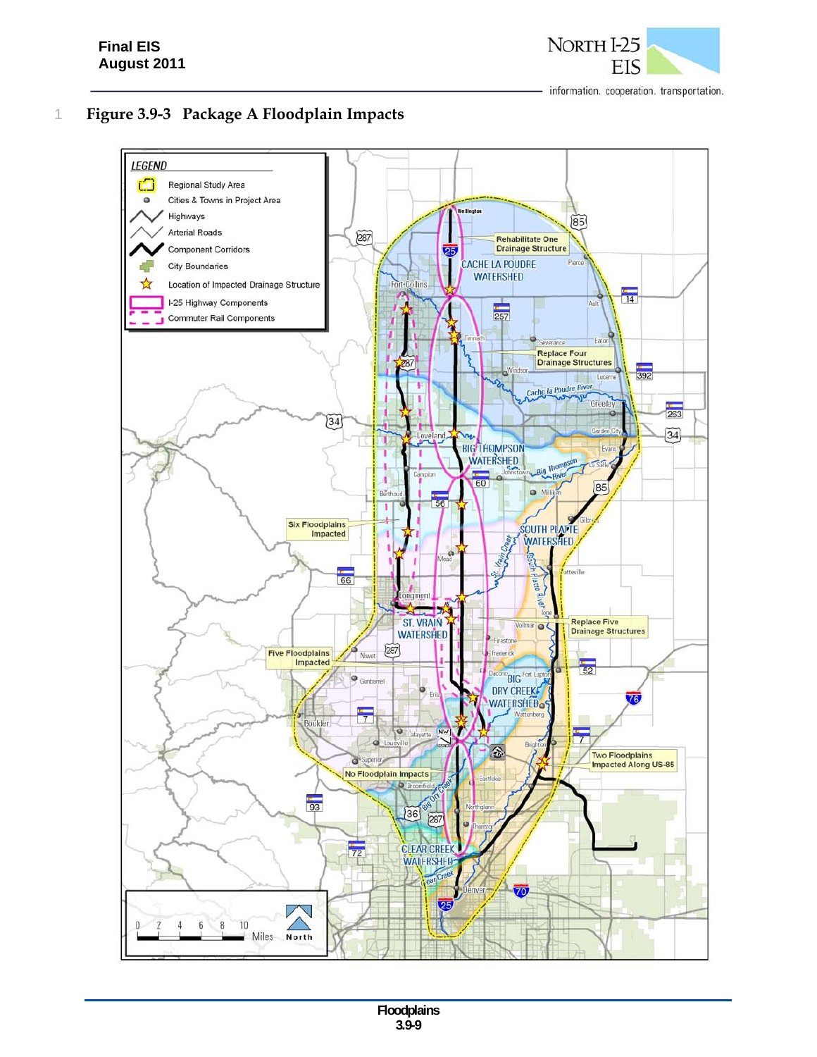# Figure 3.9-3 Package A Floodplain Impacts

LEGEND

Regional Study Area

Cities & Towns in Project Area

Highways

Arterial Roads

Component Corridors

City Boundaries

Location of Impacted Drainage Structure

I-25 Highway Components

Commuter Rail Components

Rehabilitate One Drainage Structure

CACHE LA POUDRE WATERSHED

Replace Four Drainage Structures

Cache la Poudre River

BIG THOMPSON WATERSHED

Big Thompson River

Six Floodplains Impacted

SOUTH PLATTE WATERSHED

St. Vrain Creek

South Platte River

ST. VRAIN WATERSHED

Replace Five Drainage Structures

Five Floodplains Impacted

BIG DRY CREEK WATERSHED

Two Floodplains Impacted Along US-85

No Floodplain Impacts

Big Dry Creek

CLEAR CREEK WATERSHED

Clear Creek

Wellington, Fort Collins, Pierce, Ault, Timnath, Severance, Eaton, Windsor, Lucerne, Greeley, Garden City, Evans, La Salle, Loveland, Campion, Johnstown, Milliken, Berthoud, Gilcrest, Mead, Platteville, Longmont, Ione, Vollmar, Firestone, Frederick, Niwot, Dacono, Fort Lupton, Gunbarrel, Erie, Wattenberg, Boulder, Lafayette, Louisville, Brighton, Superior, Broomfield, Eastlake, Northglenn, Thornton, Denver

0 2 4 6 8 10 Miles

North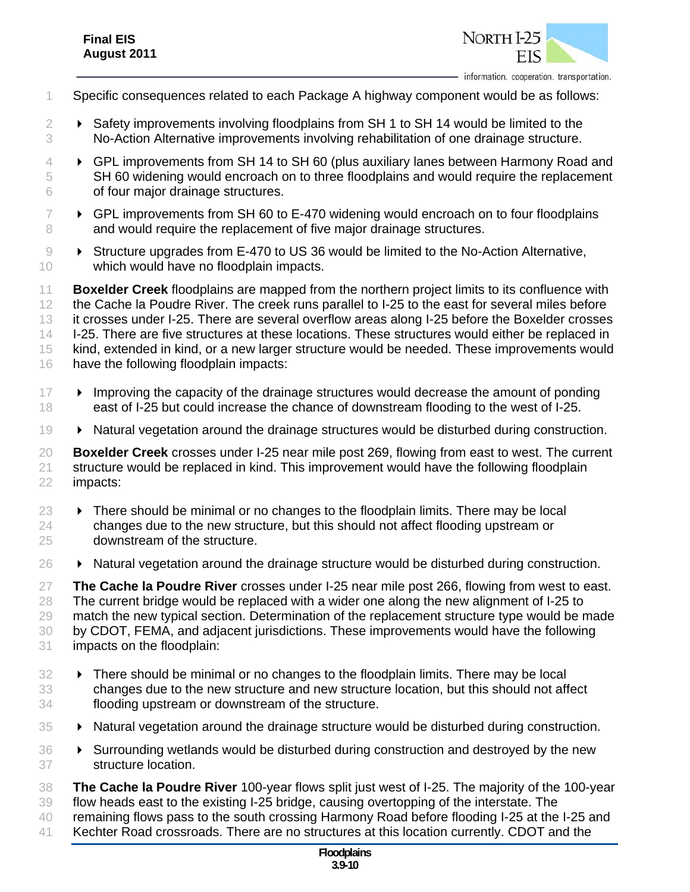Specific consequences related to each Package A highway component would be as follows:

- Safety improvements involving floodplains from SH 1 to SH 14 would be limited to the No-Action Alternative improvements involving rehabilitation of one drainage structure.
- GPL improvements from SH 14 to SH 60 (plus auxiliary lanes between Harmony Road and SH 60 widening would encroach on to three floodplains and would require the replacement of four major drainage structures.
- GPL improvements from SH 60 to E-470 widening would encroach on to four floodplains and would require the replacement of five major drainage structures.
- Structure upgrades from E-470 to US 36 would be limited to the No-Action Alternative, which would have no floodplain impacts.

**Boxelder Creek** floodplains are mapped from the northern project limits to its confluence with the Cache la Poudre River. The creek runs parallel to I-25 to the east for several miles before it crosses under I-25. There are several overflow areas along I-25 before the Boxelder crosses I-25. There are five structures at these locations. These structures would either be replaced in kind, extended in kind, or a new larger structure would be needed. These improvements would have the following floodplain impacts:

- Improving the capacity of the drainage structures would decrease the amount of ponding east of I-25 but could increase the chance of downstream flooding to the west of I-25.
- Natural vegetation around the drainage structures would be disturbed during construction.

**Boxelder Creek** crosses under I-25 near mile post 269, flowing from east to west. The current structure would be replaced in kind. This improvement would have the following floodplain impacts:

- There should be minimal or no changes to the floodplain limits. There may be local changes due to the new structure, but this should not affect flooding upstream or downstream of the structure.
- Natural vegetation around the drainage structure would be disturbed during construction.

**The Cache la Poudre River** crosses under I-25 near mile post 266, flowing from west to east. The current bridge would be replaced with a wider one along the new alignment of I-25 to match the new typical section. Determination of the replacement structure type would be made by CDOT, FEMA, and adjacent jurisdictions. These improvements would have the following impacts on the floodplain:

- There should be minimal or no changes to the floodplain limits. There may be local changes due to the new structure and new structure location, but this should not affect flooding upstream or downstream of the structure.
- Natural vegetation around the drainage structure would be disturbed during construction.
- Surrounding wetlands would be disturbed during construction and destroyed by the new structure location.

**The Cache la Poudre River** 100-year flows split just west of I-25. The majority of the 100-year flow heads east to the existing I-25 bridge, causing overtopping of the interstate. The remaining flows pass to the south crossing Harmony Road before flooding I-25 at the I-25 and Kechter Road crossroads. There are no structures at this location currently. CDOT and the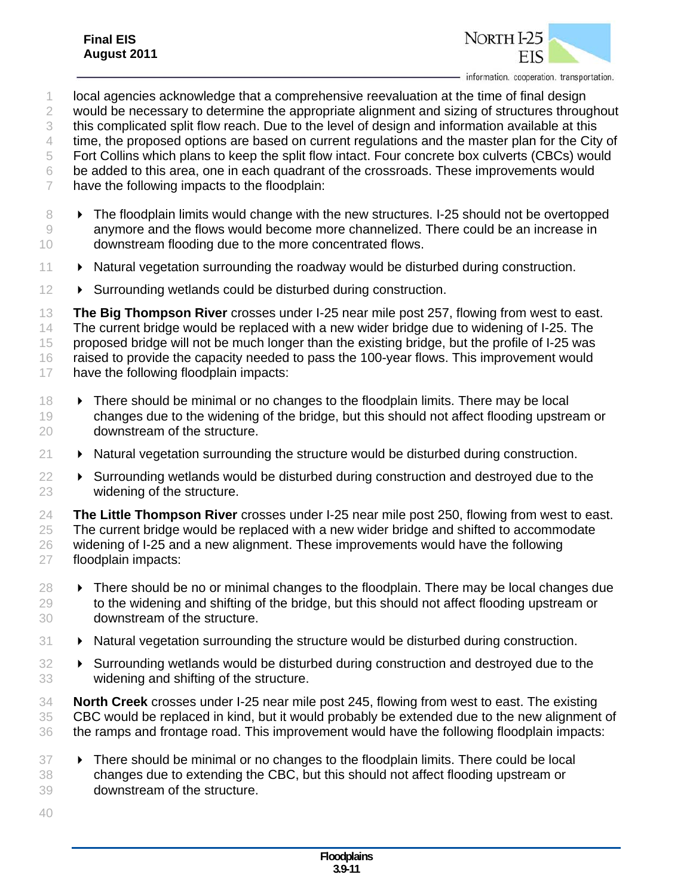local agencies acknowledge that a comprehensive reevaluation at the time of final design would be necessary to determine the appropriate alignment and sizing of structures throughout this complicated split flow reach. Due to the level of design and information available at this time, the proposed options are based on current regulations and the master plan for the City of Fort Collins which plans to keep the split flow intact. Four concrete box culverts (CBCs) would be added to this area, one in each quadrant of the crossroads. These improvements would have the following impacts to the floodplain:

- The floodplain limits would change with the new structures. I-25 should not be overtopped anymore and the flows would become more channelized. There could be an increase in downstream flooding due to the more concentrated flows.
- Natural vegetation surrounding the roadway would be disturbed during construction.
- Surrounding wetlands could be disturbed during construction.

**The Big Thompson River** crosses under I-25 near mile post 257, flowing from west to east. The current bridge would be replaced with a new wider bridge due to widening of I-25. The proposed bridge will not be much longer than the existing bridge, but the profile of I-25 was raised to provide the capacity needed to pass the 100-year flows. This improvement would have the following floodplain impacts:

- There should be minimal or no changes to the floodplain limits. There may be local changes due to the widening of the bridge, but this should not affect flooding upstream or downstream of the structure.
- Natural vegetation surrounding the structure would be disturbed during construction.
- Surrounding wetlands would be disturbed during construction and destroyed due to the widening of the structure.

**The Little Thompson River** crosses under I-25 near mile post 250, flowing from west to east. The current bridge would be replaced with a new wider bridge and shifted to accommodate widening of I-25 and a new alignment. These improvements would have the following floodplain impacts:

- There should be no or minimal changes to the floodplain. There may be local changes due to the widening and shifting of the bridge, but this should not affect flooding upstream or downstream of the structure.
- Natural vegetation surrounding the structure would be disturbed during construction.
- Surrounding wetlands would be disturbed during construction and destroyed due to the widening and shifting of the structure.

**North Creek** crosses under I-25 near mile post 245, flowing from west to east. The existing CBC would be replaced in kind, but it would probably be extended due to the new alignment of the ramps and frontage road. This improvement would have the following floodplain impacts:

- There should be minimal or no changes to the floodplain limits. There could be local changes due to extending the CBC, but this should not affect flooding upstream or downstream of the structure.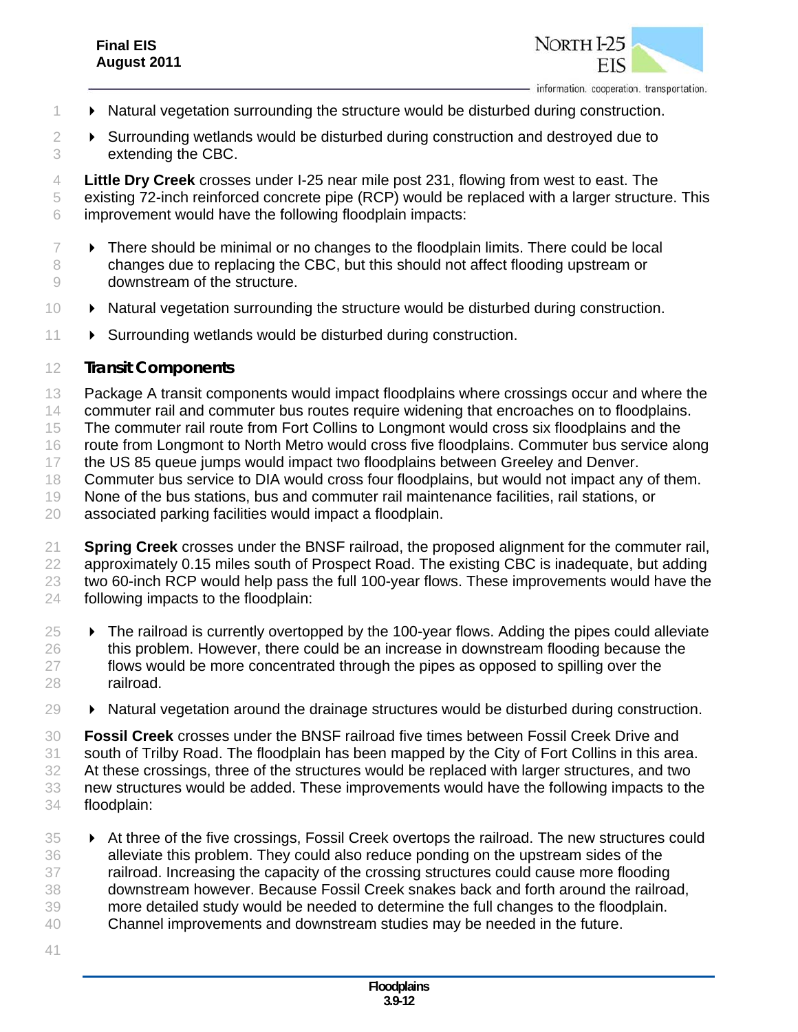- Natural vegetation surrounding the structure would be disturbed during construction.
- Surrounding wetlands would be disturbed during construction and destroyed due to extending the CBC.

**Little Dry Creek** crosses under I-25 near mile post 231, flowing from west to east. The existing 72-inch reinforced concrete pipe (RCP) would be replaced with a larger structure. This improvement would have the following floodplain impacts:

- There should be minimal or no changes to the floodplain limits. There could be local changes due to replacing the CBC, but this should not affect flooding upstream or downstream of the structure.
- Natural vegetation surrounding the structure would be disturbed during construction.
- Surrounding wetlands would be disturbed during construction.

### *Transit Components*

Package A transit components would impact floodplains where crossings occur and where the commuter rail and commuter bus routes require widening that encroaches on to floodplains. The commuter rail route from Fort Collins to Longmont would cross six floodplains and the route from Longmont to North Metro would cross five floodplains. Commuter bus service along the US 85 queue jumps would impact two floodplains between Greeley and Denver. Commuter bus service to DIA would cross four floodplains, but would not impact any of them. None of the bus stations, bus and commuter rail maintenance facilities, rail stations, or associated parking facilities would impact a floodplain.

**Spring Creek** crosses under the BNSF railroad, the proposed alignment for the commuter rail, approximately 0.15 miles south of Prospect Road. The existing CBC is inadequate, but adding two 60-inch RCP would help pass the full 100-year flows. These improvements would have the following impacts to the floodplain:

- The railroad is currently overtopped by the 100-year flows. Adding the pipes could alleviate this problem. However, there could be an increase in downstream flooding because the flows would be more concentrated through the pipes as opposed to spilling over the railroad.
- Natural vegetation around the drainage structures would be disturbed during construction.

**Fossil Creek** crosses under the BNSF railroad five times between Fossil Creek Drive and south of Trilby Road. The floodplain has been mapped by the City of Fort Collins in this area. At these crossings, three of the structures would be replaced with larger structures, and two new structures would be added. These improvements would have the following impacts to the floodplain:

- At three of the five crossings, Fossil Creek overtops the railroad. The new structures could alleviate this problem. They could also reduce ponding on the upstream sides of the railroad. Increasing the capacity of the crossing structures could cause more flooding downstream however. Because Fossil Creek snakes back and forth around the railroad, more detailed study would be needed to determine the full changes to the floodplain. Channel improvements and downstream studies may be needed in the future.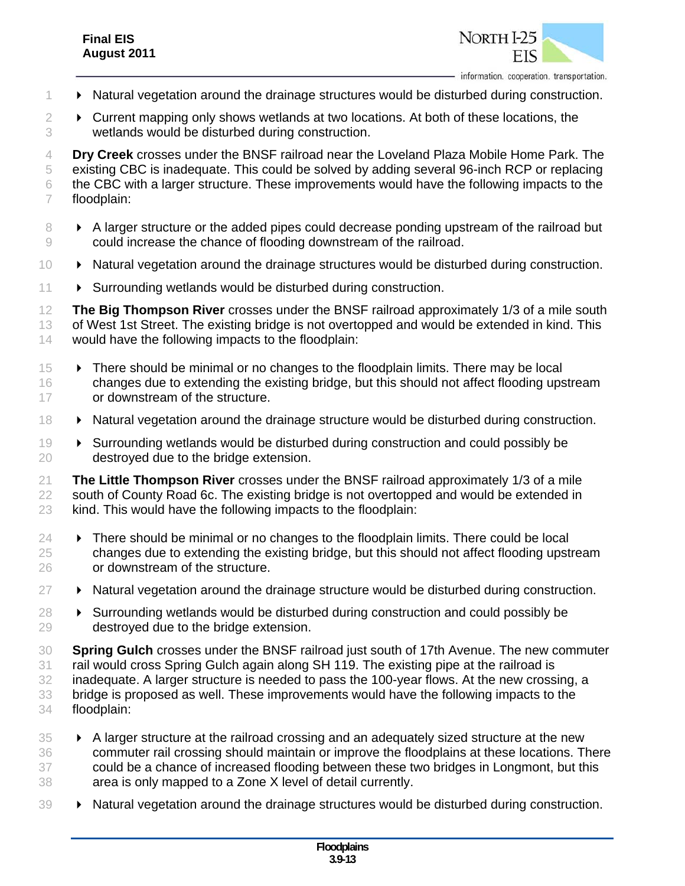- Natural vegetation around the drainage structures would be disturbed during construction.
- Current mapping only shows wetlands at two locations. At both of these locations, the wetlands would be disturbed during construction.

**Dry Creek** crosses under the BNSF railroad near the Loveland Plaza Mobile Home Park. The existing CBC is inadequate. This could be solved by adding several 96-inch RCP or replacing the CBC with a larger structure. These improvements would have the following impacts to the floodplain:

- A larger structure or the added pipes could decrease ponding upstream of the railroad but could increase the chance of flooding downstream of the railroad.
- Natural vegetation around the drainage structures would be disturbed during construction.
- Surrounding wetlands would be disturbed during construction.

**The Big Thompson River** crosses under the BNSF railroad approximately 1/3 of a mile south of West 1st Street. The existing bridge is not overtopped and would be extended in kind. This would have the following impacts to the floodplain:

- There should be minimal or no changes to the floodplain limits. There may be local changes due to extending the existing bridge, but this should not affect flooding upstream or downstream of the structure.
- Natural vegetation around the drainage structure would be disturbed during construction.
- Surrounding wetlands would be disturbed during construction and could possibly be destroyed due to the bridge extension.

**The Little Thompson River** crosses under the BNSF railroad approximately 1/3 of a mile south of County Road 6c. The existing bridge is not overtopped and would be extended in kind. This would have the following impacts to the floodplain:

- There should be minimal or no changes to the floodplain limits. There could be local changes due to extending the existing bridge, but this should not affect flooding upstream or downstream of the structure.
- Natural vegetation around the drainage structure would be disturbed during construction.
- Surrounding wetlands would be disturbed during construction and could possibly be destroyed due to the bridge extension.

**Spring Gulch** crosses under the BNSF railroad just south of 17th Avenue. The new commuter rail would cross Spring Gulch again along SH 119. The existing pipe at the railroad is inadequate. A larger structure is needed to pass the 100-year flows. At the new crossing, a bridge is proposed as well. These improvements would have the following impacts to the floodplain:

- A larger structure at the railroad crossing and an adequately sized structure at the new commuter rail crossing should maintain or improve the floodplains at these locations. There could be a chance of increased flooding between these two bridges in Longmont, but this area is only mapped to a Zone X level of detail currently.
- Natural vegetation around the drainage structures would be disturbed during construction.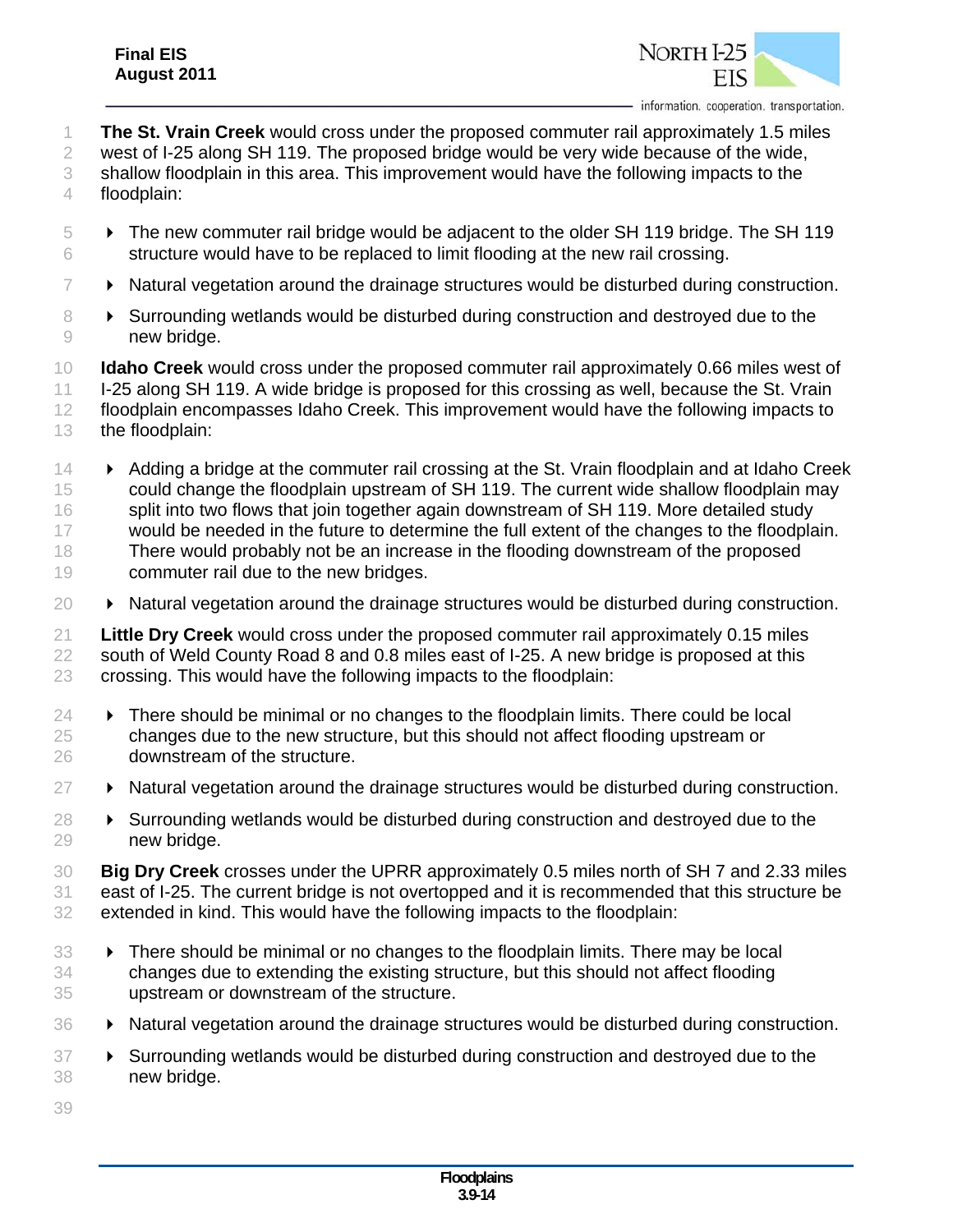**The St. Vrain Creek** would cross under the proposed commuter rail approximately 1.5 miles west of I-25 along SH 119. The proposed bridge would be very wide because of the wide, shallow floodplain in this area. This improvement would have the following impacts to the floodplain:

- The new commuter rail bridge would be adjacent to the older SH 119 bridge. The SH 119 structure would have to be replaced to limit flooding at the new rail crossing.
- Natural vegetation around the drainage structures would be disturbed during construction.
- Surrounding wetlands would be disturbed during construction and destroyed due to the new bridge.

**Idaho Creek** would cross under the proposed commuter rail approximately 0.66 miles west of I-25 along SH 119. A wide bridge is proposed for this crossing as well, because the St. Vrain floodplain encompasses Idaho Creek. This improvement would have the following impacts to the floodplain:

- Adding a bridge at the commuter rail crossing at the St. Vrain floodplain and at Idaho Creek could change the floodplain upstream of SH 119. The current wide shallow floodplain may split into two flows that join together again downstream of SH 119. More detailed study would be needed in the future to determine the full extent of the changes to the floodplain. There would probably not be an increase in the flooding downstream of the proposed commuter rail due to the new bridges.
- Natural vegetation around the drainage structures would be disturbed during construction.

**Little Dry Creek** would cross under the proposed commuter rail approximately 0.15 miles south of Weld County Road 8 and 0.8 miles east of I-25. A new bridge is proposed at this crossing. This would have the following impacts to the floodplain:

- There should be minimal or no changes to the floodplain limits. There could be local changes due to the new structure, but this should not affect flooding upstream or downstream of the structure.
- Natural vegetation around the drainage structures would be disturbed during construction.
- Surrounding wetlands would be disturbed during construction and destroyed due to the new bridge.

**Big Dry Creek** crosses under the UPRR approximately 0.5 miles north of SH 7 and 2.33 miles east of I-25. The current bridge is not overtopped and it is recommended that this structure be extended in kind. This would have the following impacts to the floodplain:

- There should be minimal or no changes to the floodplain limits. There may be local changes due to extending the existing structure, but this should not affect flooding upstream or downstream of the structure.
- Natural vegetation around the drainage structures would be disturbed during construction.
- Surrounding wetlands would be disturbed during construction and destroyed due to the new bridge.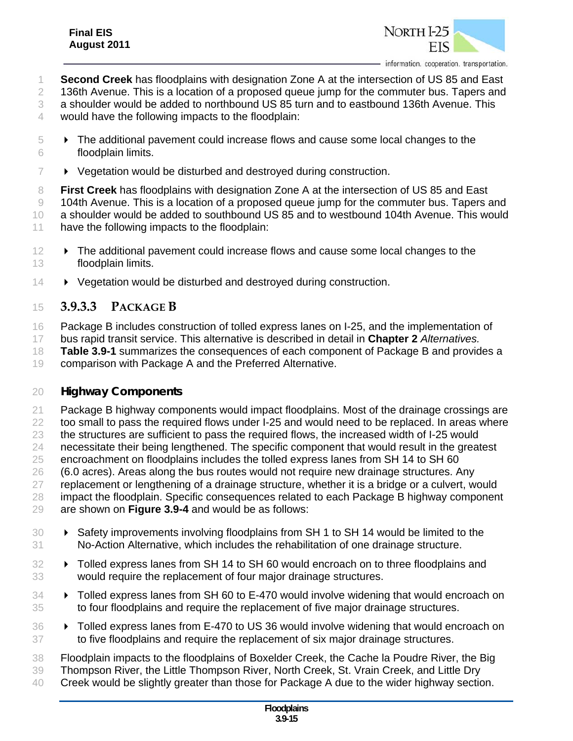**Second Creek** has floodplains with designation Zone A at the intersection of US 85 and East 136th Avenue. This is a location of a proposed queue jump for the commuter bus. Tapers and a shoulder would be added to northbound US 85 turn and to eastbound 136th Avenue. This would have the following impacts to the floodplain:

- The additional pavement could increase flows and cause some local changes to the floodplain limits.
- Vegetation would be disturbed and destroyed during construction.

**First Creek** has floodplains with designation Zone A at the intersection of US 85 and East 104th Avenue. This is a location of a proposed queue jump for the commuter bus. Tapers and a shoulder would be added to southbound US 85 and to westbound 104th Avenue. This would have the following impacts to the floodplain:

- The additional pavement could increase flows and cause some local changes to the floodplain limits.
- Vegetation would be disturbed and destroyed during construction.

### 3.9.3.3 PACKAGE B

Package B includes construction of tolled express lanes on I-25, and the implementation of bus rapid transit service. This alternative is described in detail in **Chapter 2** *Alternatives.* **Table 3.9-1** summarizes the consequences of each component of Package B and provides a comparison with Package A and the Preferred Alternative.

#### Highway Components

Package B highway components would impact floodplains. Most of the drainage crossings are too small to pass the required flows under I-25 and would need to be replaced. In areas where the structures are sufficient to pass the required flows, the increased width of I-25 would necessitate their being lengthened. The specific component that would result in the greatest encroachment on floodplains includes the tolled express lanes from SH 14 to SH 60 (6.0 acres). Areas along the bus routes would not require new drainage structures. Any replacement or lengthening of a drainage structure, whether it is a bridge or a culvert, would impact the floodplain. Specific consequences related to each Package B highway component are shown on **Figure 3.9-4** and would be as follows:

- Safety improvements involving floodplains from SH 1 to SH 14 would be limited to the No-Action Alternative, which includes the rehabilitation of one drainage structure.
- Tolled express lanes from SH 14 to SH 60 would encroach on to three floodplains and would require the replacement of four major drainage structures.
- Tolled express lanes from SH 60 to E-470 would involve widening that would encroach on to four floodplains and require the replacement of five major drainage structures.
- Tolled express lanes from E-470 to US 36 would involve widening that would encroach on to five floodplains and require the replacement of six major drainage structures.

Floodplain impacts to the floodplains of Boxelder Creek, the Cache la Poudre River, the Big Thompson River, the Little Thompson River, North Creek, St. Vrain Creek, and Little Dry Creek would be slightly greater than those for Package A due to the wider highway section.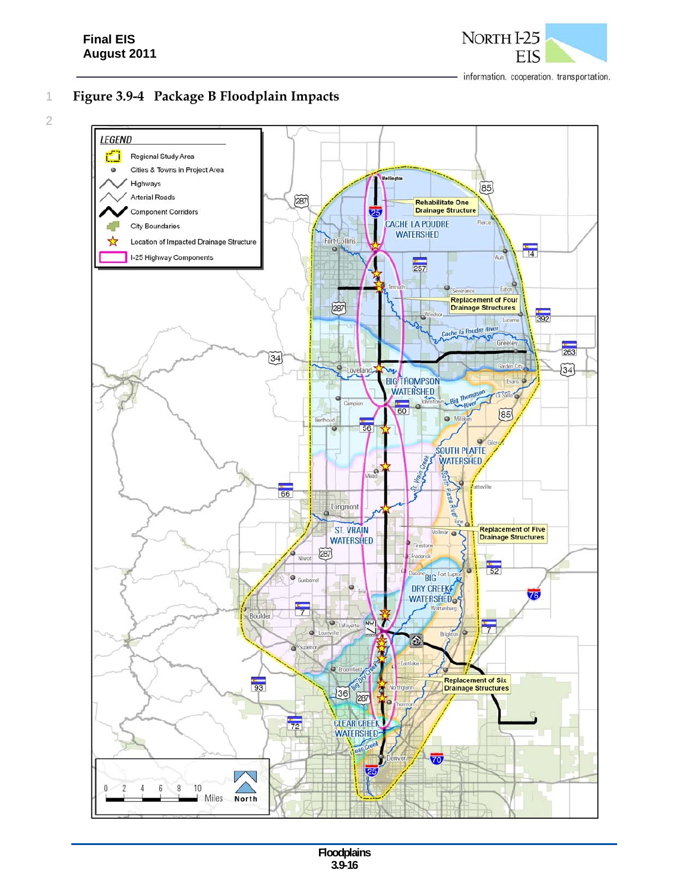# Figure 3.9-4 Package B Floodplain Impacts

LEGEND

Regional Study Area

Cities & Towns in Project Area

Highways

Arterial Roads

Component Corridors

City Boundaries

Location of Impacted Drainage Structure

I-25 Highway Components

Rehabilitate One Drainage Structure

Replacement of Four Drainage Structures

Replacement of Five Drainage Structures

Replacement of Six Drainage Structures

CACHE LA POUDRE WATERSHED

BIG THOMPSON WATERSHED

SOUTH PLATTE WATERSHED

ST. VRAIN WATERSHED

BIG DRY CREEK WATERSHED

CLEAR CREEK WATERSHED

0 2 4 6 8 10 Miles

North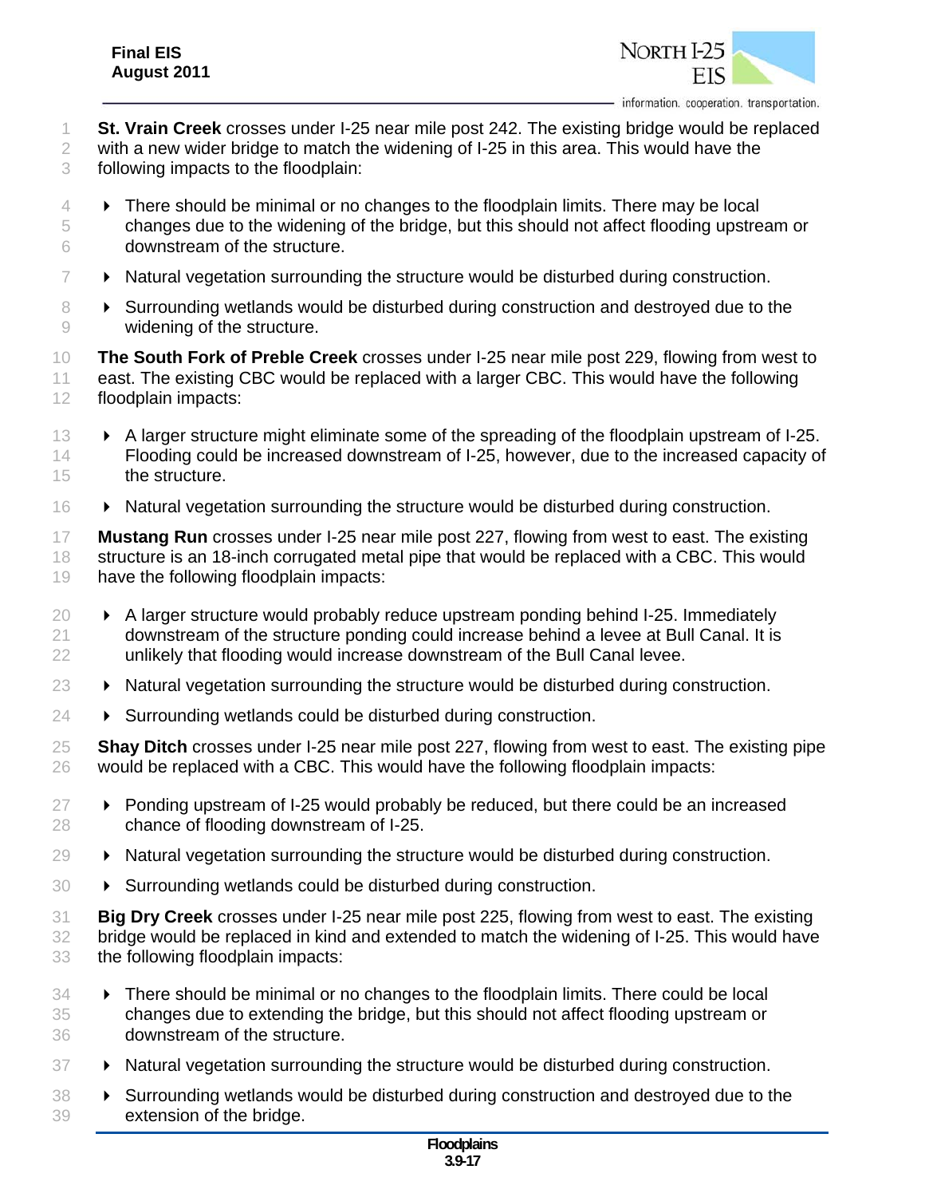**St. Vrain Creek** crosses under I-25 near mile post 242. The existing bridge would be replaced with a new wider bridge to match the widening of I-25 in this area. This would have the following impacts to the floodplain:

- There should be minimal or no changes to the floodplain limits. There may be local changes due to the widening of the bridge, but this should not affect flooding upstream or downstream of the structure.
- Natural vegetation surrounding the structure would be disturbed during construction.
- Surrounding wetlands would be disturbed during construction and destroyed due to the widening of the structure.

**The South Fork of Preble Creek** crosses under I-25 near mile post 229, flowing from west to east. The existing CBC would be replaced with a larger CBC. This would have the following floodplain impacts:

- A larger structure might eliminate some of the spreading of the floodplain upstream of I-25. Flooding could be increased downstream of I-25, however, due to the increased capacity of the structure.
- Natural vegetation surrounding the structure would be disturbed during construction.

**Mustang Run** crosses under I-25 near mile post 227, flowing from west to east. The existing structure is an 18-inch corrugated metal pipe that would be replaced with a CBC. This would have the following floodplain impacts:

- A larger structure would probably reduce upstream ponding behind I-25. Immediately downstream of the structure ponding could increase behind a levee at Bull Canal. It is unlikely that flooding would increase downstream of the Bull Canal levee.
- Natural vegetation surrounding the structure would be disturbed during construction.
- Surrounding wetlands could be disturbed during construction.

**Shay Ditch** crosses under I-25 near mile post 227, flowing from west to east. The existing pipe would be replaced with a CBC. This would have the following floodplain impacts:

- Ponding upstream of I-25 would probably be reduced, but there could be an increased chance of flooding downstream of I-25.
- Natural vegetation surrounding the structure would be disturbed during construction.
- Surrounding wetlands could be disturbed during construction.

**Big Dry Creek** crosses under I-25 near mile post 225, flowing from west to east. The existing bridge would be replaced in kind and extended to match the widening of I-25. This would have the following floodplain impacts:

- There should be minimal or no changes to the floodplain limits. There could be local changes due to extending the bridge, but this should not affect flooding upstream or downstream of the structure.
- Natural vegetation surrounding the structure would be disturbed during construction.
- Surrounding wetlands would be disturbed during construction and destroyed due to the extension of the bridge.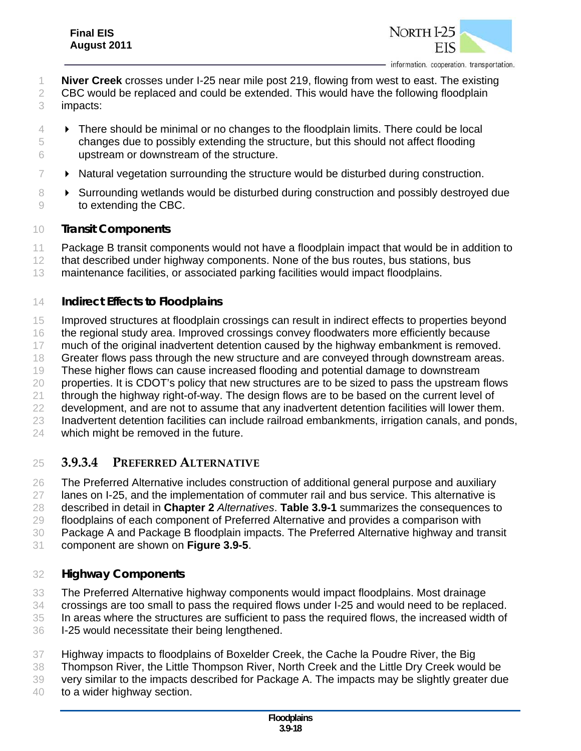**Niver Creek** crosses under I-25 near mile post 219, flowing from west to east. The existing CBC would be replaced and could be extended. This would have the following floodplain impacts:

- There should be minimal or no changes to the floodplain limits. There could be local changes due to possibly extending the structure, but this should not affect flooding upstream or downstream of the structure.
- Natural vegetation surrounding the structure would be disturbed during construction.
- Surrounding wetlands would be disturbed during construction and possibly destroyed due to extending the CBC.

#### Transit Components

Package B transit components would not have a floodplain impact that would be in addition to that described under highway components. None of the bus routes, bus stations, bus maintenance facilities, or associated parking facilities would impact floodplains.

#### Indirect Effects to Floodplains

Improved structures at floodplain crossings can result in indirect effects to properties beyond the regional study area. Improved crossings convey floodwaters more efficiently because much of the original inadvertent detention caused by the highway embankment is removed. Greater flows pass through the new structure and are conveyed through downstream areas. These higher flows can cause increased flooding and potential damage to downstream properties. It is CDOT's policy that new structures are to be sized to pass the upstream flows through the highway right-of-way. The design flows are to be based on the current level of development, and are not to assume that any inadvertent detention facilities will lower them. Inadvertent detention facilities can include railroad embankments, irrigation canals, and ponds, which might be removed in the future.

### 3.9.3.4 Preferred Alternative

The Preferred Alternative includes construction of additional general purpose and auxiliary lanes on I-25, and the implementation of commuter rail and bus service. This alternative is described in detail in **Chapter 2** *Alternatives*. **Table 3.9-1** summarizes the consequences to floodplains of each component of Preferred Alternative and provides a comparison with Package A and Package B floodplain impacts. The Preferred Alternative highway and transit component are shown on **Figure 3.9-5**.

#### Highway Components

The Preferred Alternative highway components would impact floodplains. Most drainage crossings are too small to pass the required flows under I-25 and would need to be replaced. In areas where the structures are sufficient to pass the required flows, the increased width of I-25 would necessitate their being lengthened.

Highway impacts to floodplains of Boxelder Creek, the Cache la Poudre River, the Big Thompson River, the Little Thompson River, North Creek and the Little Dry Creek would be very similar to the impacts described for Package A. The impacts may be slightly greater due to a wider highway section.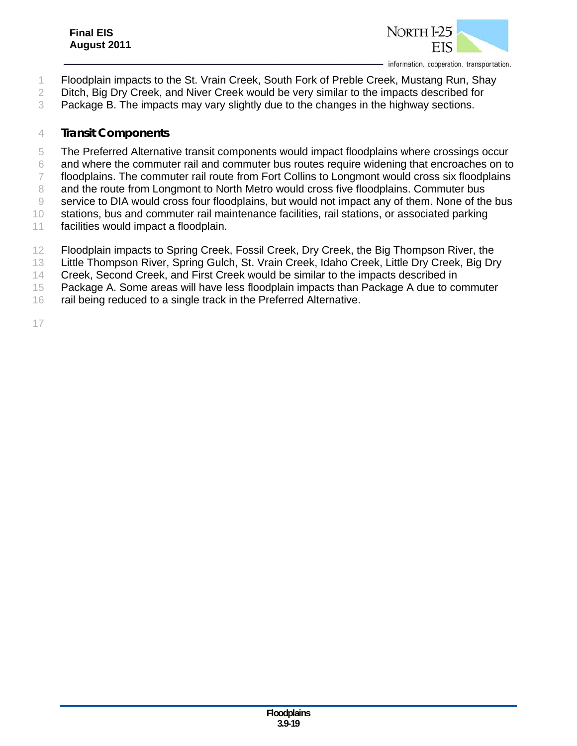Floodplain impacts to the St. Vrain Creek, South Fork of Preble Creek, Mustang Run, Shay Ditch, Big Dry Creek, and Niver Creek would be very similar to the impacts described for Package B. The impacts may vary slightly due to the changes in the highway sections.

#### Transit Components

The Preferred Alternative transit components would impact floodplains where crossings occur and where the commuter rail and commuter bus routes require widening that encroaches on to floodplains. The commuter rail route from Fort Collins to Longmont would cross six floodplains and the route from Longmont to North Metro would cross five floodplains. Commuter bus service to DIA would cross four floodplains, but would not impact any of them. None of the bus stations, bus and commuter rail maintenance facilities, rail stations, or associated parking facilities would impact a floodplain.

Floodplain impacts to Spring Creek, Fossil Creek, Dry Creek, the Big Thompson River, the Little Thompson River, Spring Gulch, St. Vrain Creek, Idaho Creek, Little Dry Creek, Big Dry Creek, Second Creek, and First Creek would be similar to the impacts described in Package A. Some areas will have less floodplain impacts than Package A due to commuter rail being reduced to a single track in the Preferred Alternative.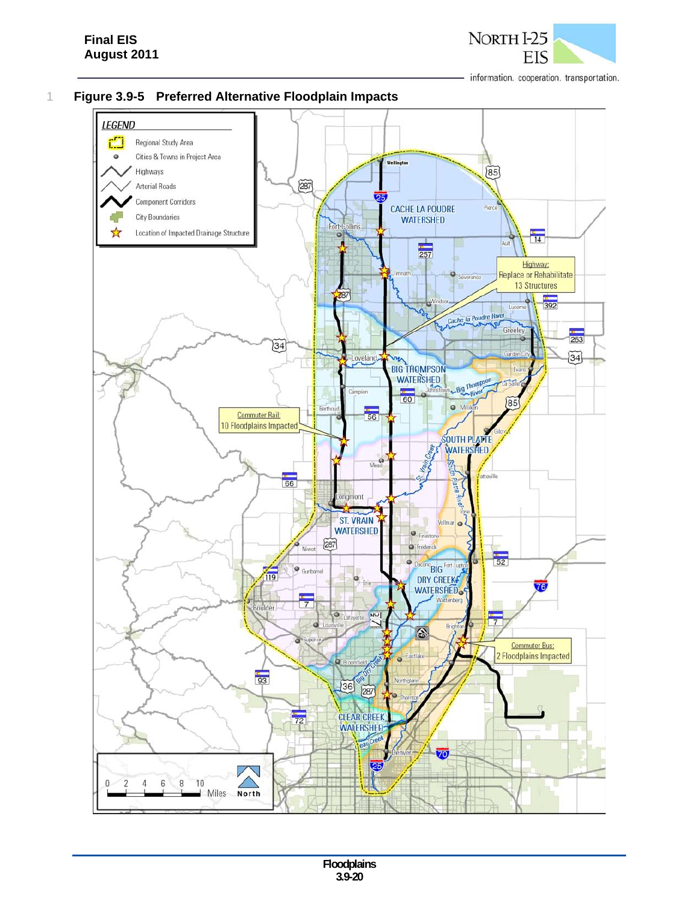**Figure 3.9-5 Preferred Alternative Floodplain Impacts**

LEGEND

Regional Study Area

Cities & Towns in Project Area

Highways

Arterial Roads

Component Corridors

City Boundaries

Location of Impacted Drainage Structure

Highway: Replace or Rehabilitate 13 Structures

Commuter Rail: 10 Floodplains Impacted

Commuter Bus: 2 Floodplains Impacted

CACHE LA POUDRE WATERSHED

BIG THOMPSON WATERSHED

SOUTH PLATTE WATERSHED

ST. VRAIN WATERSHED

BIG DRY CREEK WATERSHED

CLEAR CREEK WATERSHED

0 2 4 6 8 10 Miles North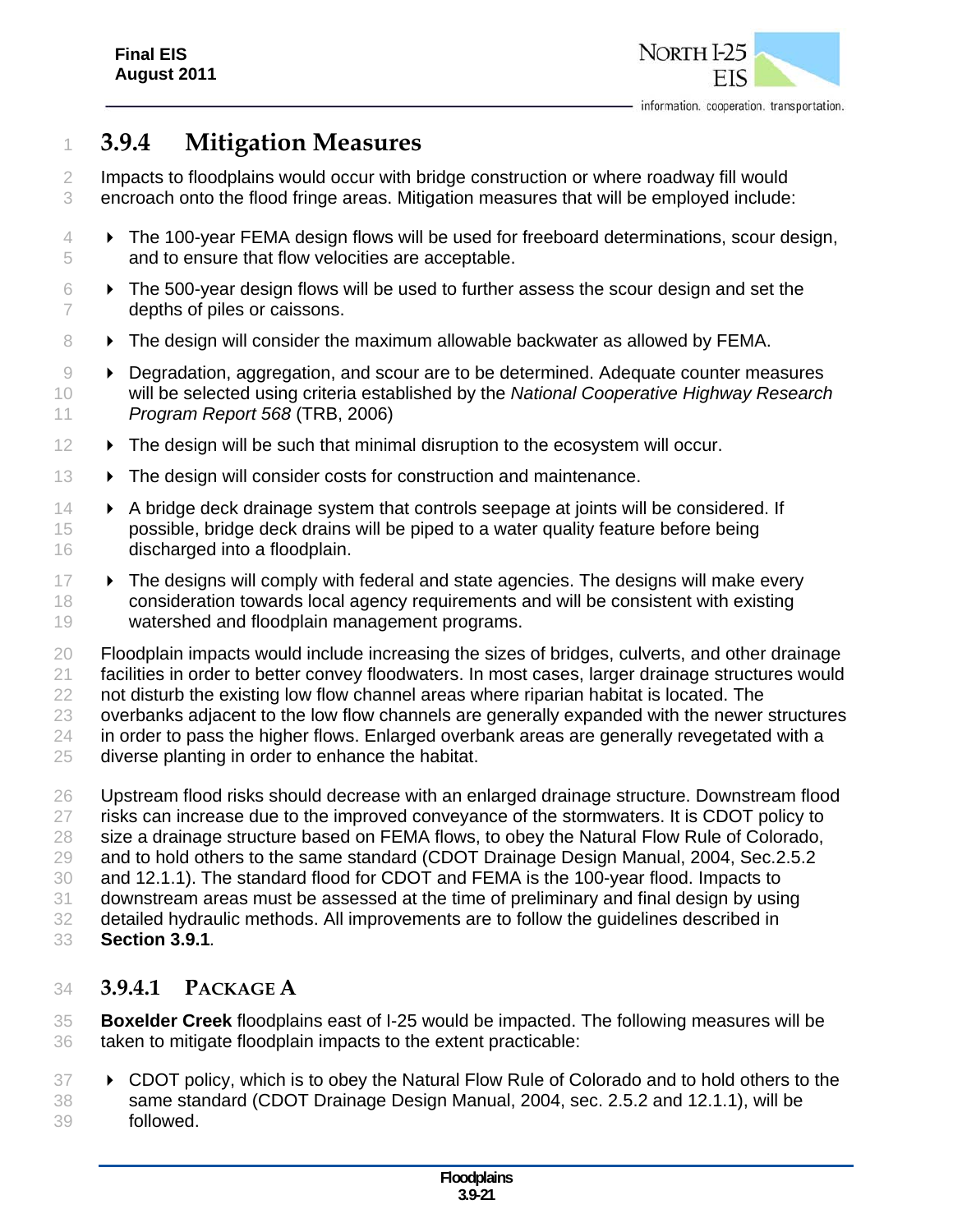## 3.9.4 Mitigation Measures

Impacts to floodplains would occur with bridge construction or where roadway fill would encroach onto the flood fringe areas. Mitigation measures that will be employed include:

- The 100-year FEMA design flows will be used for freeboard determinations, scour design, and to ensure that flow velocities are acceptable.
- The 500-year design flows will be used to further assess the scour design and set the depths of piles or caissons.
- The design will consider the maximum allowable backwater as allowed by FEMA.
- Degradation, aggregation, and scour are to be determined. Adequate counter measures will be selected using criteria established by the *National Cooperative Highway Research Program Report 568* (TRB, 2006)
- The design will be such that minimal disruption to the ecosystem will occur.
- The design will consider costs for construction and maintenance.
- A bridge deck drainage system that controls seepage at joints will be considered. If possible, bridge deck drains will be piped to a water quality feature before being discharged into a floodplain.
- The designs will comply with federal and state agencies. The designs will make every consideration towards local agency requirements and will be consistent with existing watershed and floodplain management programs.

Floodplain impacts would include increasing the sizes of bridges, culverts, and other drainage facilities in order to better convey floodwaters. In most cases, larger drainage structures would not disturb the existing low flow channel areas where riparian habitat is located. The overbanks adjacent to the low flow channels are generally expanded with the newer structures in order to pass the higher flows. Enlarged overbank areas are generally revegetated with a diverse planting in order to enhance the habitat.

Upstream flood risks should decrease with an enlarged drainage structure. Downstream flood risks can increase due to the improved conveyance of the stormwaters. It is CDOT policy to size a drainage structure based on FEMA flows, to obey the Natural Flow Rule of Colorado, and to hold others to the same standard (CDOT Drainage Design Manual, 2004, Sec.2.5.2 and 12.1.1). The standard flood for CDOT and FEMA is the 100-year flood. Impacts to downstream areas must be assessed at the time of preliminary and final design by using detailed hydraulic methods. All improvements are to follow the guidelines described in **Section 3.9.1**.

### 3.9.4.1 Package A

**Boxelder Creek** floodplains east of I-25 would be impacted. The following measures will be taken to mitigate floodplain impacts to the extent practicable:

- CDOT policy, which is to obey the Natural Flow Rule of Colorado and to hold others to the same standard (CDOT Drainage Design Manual, 2004, sec. 2.5.2 and 12.1.1), will be followed.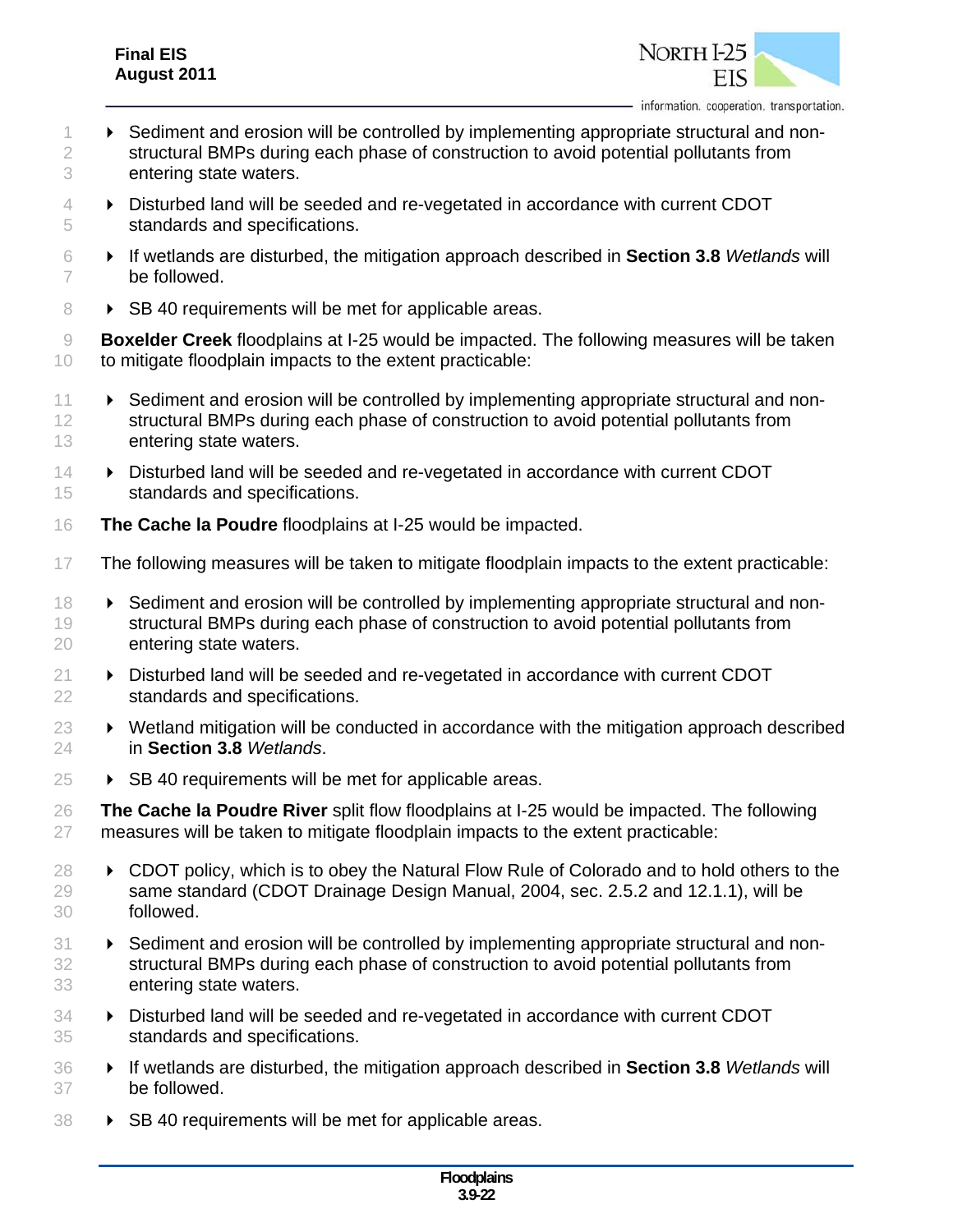- Sediment and erosion will be controlled by implementing appropriate structural and non-structural BMPs during each phase of construction to avoid potential pollutants from entering state waters.
- Disturbed land will be seeded and re-vegetated in accordance with current CDOT standards and specifications.
- If wetlands are disturbed, the mitigation approach described in **Section 3.8** *Wetlands* will be followed.
- SB 40 requirements will be met for applicable areas.

**Boxelder Creek** floodplains at I-25 would be impacted. The following measures will be taken to mitigate floodplain impacts to the extent practicable:

- Sediment and erosion will be controlled by implementing appropriate structural and non-structural BMPs during each phase of construction to avoid potential pollutants from entering state waters.
- Disturbed land will be seeded and re-vegetated in accordance with current CDOT standards and specifications.

**The Cache la Poudre** floodplains at I-25 would be impacted.

The following measures will be taken to mitigate floodplain impacts to the extent practicable:

- Sediment and erosion will be controlled by implementing appropriate structural and non-structural BMPs during each phase of construction to avoid potential pollutants from entering state waters.
- Disturbed land will be seeded and re-vegetated in accordance with current CDOT standards and specifications.
- Wetland mitigation will be conducted in accordance with the mitigation approach described in **Section 3.8** *Wetlands*.
- SB 40 requirements will be met for applicable areas.

**The Cache la Poudre River** split flow floodplains at I-25 would be impacted. The following measures will be taken to mitigate floodplain impacts to the extent practicable:

- CDOT policy, which is to obey the Natural Flow Rule of Colorado and to hold others to the same standard (CDOT Drainage Design Manual, 2004, sec. 2.5.2 and 12.1.1), will be followed.
- Sediment and erosion will be controlled by implementing appropriate structural and non-structural BMPs during each phase of construction to avoid potential pollutants from entering state waters.
- Disturbed land will be seeded and re-vegetated in accordance with current CDOT standards and specifications.
- If wetlands are disturbed, the mitigation approach described in **Section 3.8** *Wetlands* will be followed.
- SB 40 requirements will be met for applicable areas.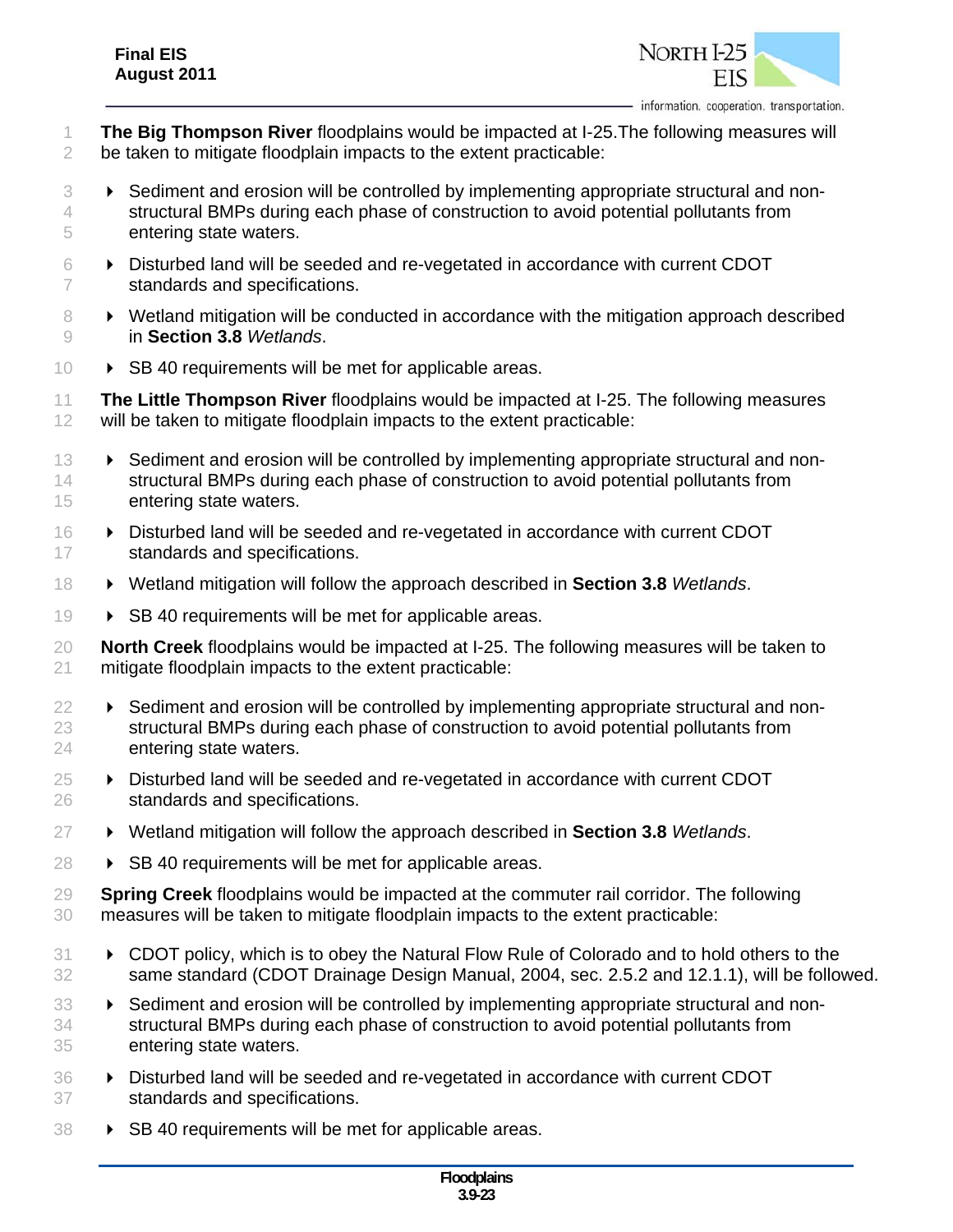**The Big Thompson River** floodplains would be impacted at I-25.The following measures will be taken to mitigate floodplain impacts to the extent practicable:

- Sediment and erosion will be controlled by implementing appropriate structural and non-structural BMPs during each phase of construction to avoid potential pollutants from entering state waters.
- Disturbed land will be seeded and re-vegetated in accordance with current CDOT standards and specifications.
- Wetland mitigation will be conducted in accordance with the mitigation approach described in **Section 3.8** *Wetlands*.
- SB 40 requirements will be met for applicable areas.

**The Little Thompson River** floodplains would be impacted at I-25. The following measures will be taken to mitigate floodplain impacts to the extent practicable:

- Sediment and erosion will be controlled by implementing appropriate structural and non-structural BMPs during each phase of construction to avoid potential pollutants from entering state waters.
- Disturbed land will be seeded and re-vegetated in accordance with current CDOT standards and specifications.
- Wetland mitigation will follow the approach described in **Section 3.8** *Wetlands*.
- SB 40 requirements will be met for applicable areas.

**North Creek** floodplains would be impacted at I-25. The following measures will be taken to mitigate floodplain impacts to the extent practicable:

- Sediment and erosion will be controlled by implementing appropriate structural and non-structural BMPs during each phase of construction to avoid potential pollutants from entering state waters.
- Disturbed land will be seeded and re-vegetated in accordance with current CDOT standards and specifications.
- Wetland mitigation will follow the approach described in **Section 3.8** *Wetlands*.
- SB 40 requirements will be met for applicable areas.

**Spring Creek** floodplains would be impacted at the commuter rail corridor. The following measures will be taken to mitigate floodplain impacts to the extent practicable:

- CDOT policy, which is to obey the Natural Flow Rule of Colorado and to hold others to the same standard (CDOT Drainage Design Manual, 2004, sec. 2.5.2 and 12.1.1), will be followed.
- Sediment and erosion will be controlled by implementing appropriate structural and non-structural BMPs during each phase of construction to avoid potential pollutants from entering state waters.
- Disturbed land will be seeded and re-vegetated in accordance with current CDOT standards and specifications.
- SB 40 requirements will be met for applicable areas.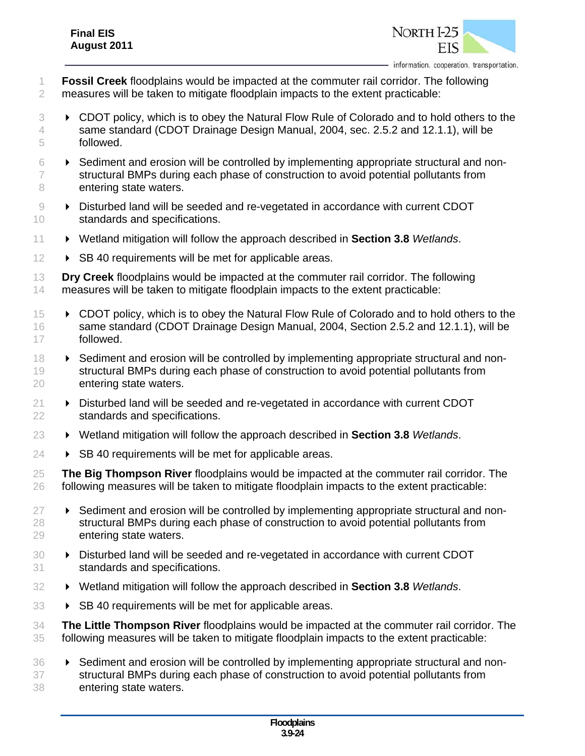**Fossil Creek** floodplains would be impacted at the commuter rail corridor. The following measures will be taken to mitigate floodplain impacts to the extent practicable:

- CDOT policy, which is to obey the Natural Flow Rule of Colorado and to hold others to the same standard (CDOT Drainage Design Manual, 2004, sec. 2.5.2 and 12.1.1), will be followed.
- Sediment and erosion will be controlled by implementing appropriate structural and non-structural BMPs during each phase of construction to avoid potential pollutants from entering state waters.
- Disturbed land will be seeded and re-vegetated in accordance with current CDOT standards and specifications.
- Wetland mitigation will follow the approach described in **Section 3.8** *Wetlands*.
- SB 40 requirements will be met for applicable areas.

**Dry Creek** floodplains would be impacted at the commuter rail corridor. The following measures will be taken to mitigate floodplain impacts to the extent practicable:

- CDOT policy, which is to obey the Natural Flow Rule of Colorado and to hold others to the same standard (CDOT Drainage Design Manual, 2004, Section 2.5.2 and 12.1.1), will be followed.
- Sediment and erosion will be controlled by implementing appropriate structural and non-structural BMPs during each phase of construction to avoid potential pollutants from entering state waters.
- Disturbed land will be seeded and re-vegetated in accordance with current CDOT standards and specifications.
- Wetland mitigation will follow the approach described in **Section 3.8** *Wetlands*.
- SB 40 requirements will be met for applicable areas.

**The Big Thompson River** floodplains would be impacted at the commuter rail corridor. The following measures will be taken to mitigate floodplain impacts to the extent practicable:

- Sediment and erosion will be controlled by implementing appropriate structural and non-structural BMPs during each phase of construction to avoid potential pollutants from entering state waters.
- Disturbed land will be seeded and re-vegetated in accordance with current CDOT standards and specifications.
- Wetland mitigation will follow the approach described in **Section 3.8** *Wetlands*.
- SB 40 requirements will be met for applicable areas.

**The Little Thompson River** floodplains would be impacted at the commuter rail corridor. The following measures will be taken to mitigate floodplain impacts to the extent practicable:

- Sediment and erosion will be controlled by implementing appropriate structural and non-structural BMPs during each phase of construction to avoid potential pollutants from entering state waters.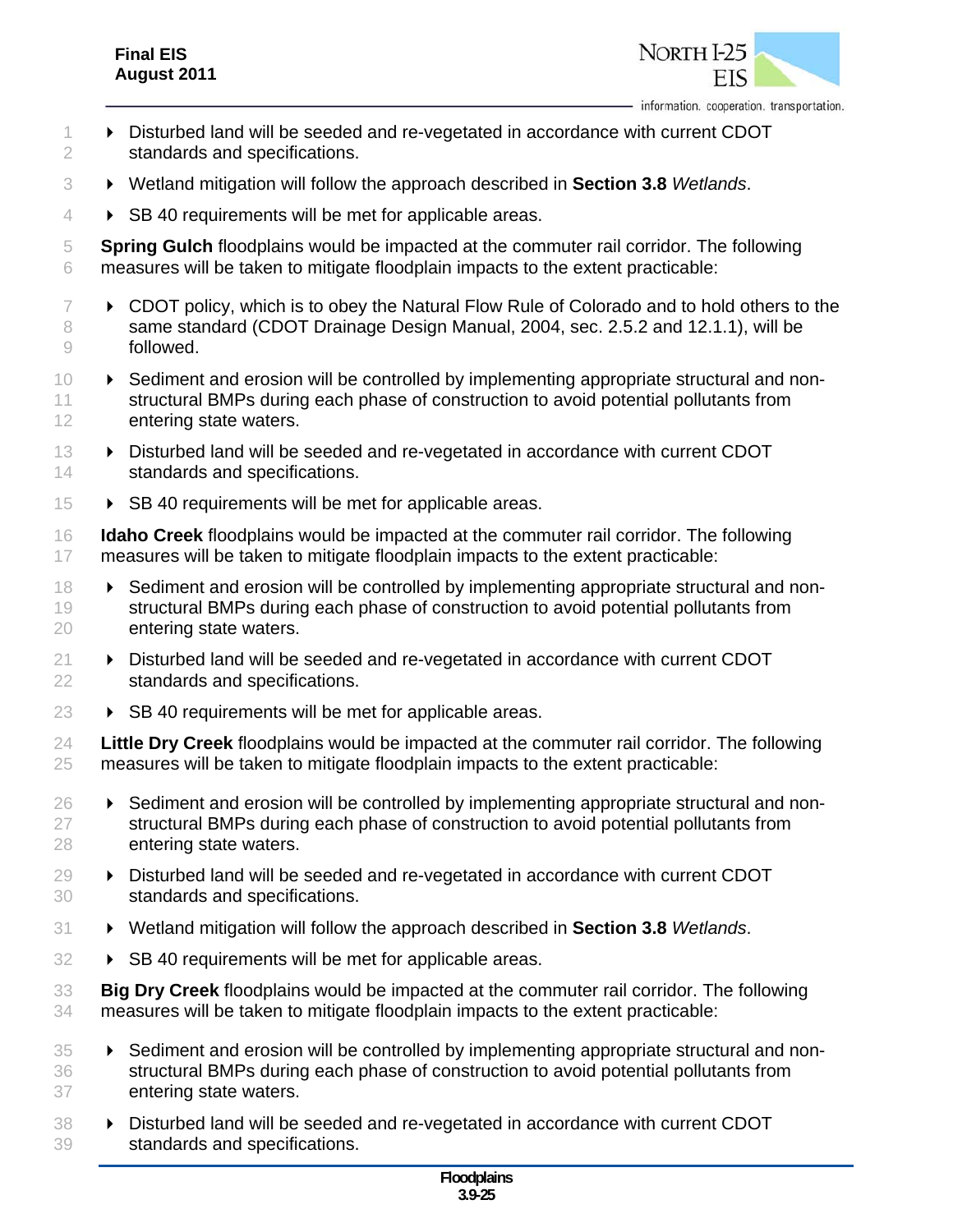- Disturbed land will be seeded and re-vegetated in accordance with current CDOT standards and specifications.
- Wetland mitigation will follow the approach described in **Section 3.8** *Wetlands*.
- SB 40 requirements will be met for applicable areas.

**Spring Gulch** floodplains would be impacted at the commuter rail corridor. The following measures will be taken to mitigate floodplain impacts to the extent practicable:

- CDOT policy, which is to obey the Natural Flow Rule of Colorado and to hold others to the same standard (CDOT Drainage Design Manual, 2004, sec. 2.5.2 and 12.1.1), will be followed.
- Sediment and erosion will be controlled by implementing appropriate structural and non-structural BMPs during each phase of construction to avoid potential pollutants from entering state waters.
- Disturbed land will be seeded and re-vegetated in accordance with current CDOT standards and specifications.
- SB 40 requirements will be met for applicable areas.

**Idaho Creek** floodplains would be impacted at the commuter rail corridor. The following measures will be taken to mitigate floodplain impacts to the extent practicable:

- Sediment and erosion will be controlled by implementing appropriate structural and non-structural BMPs during each phase of construction to avoid potential pollutants from entering state waters.
- Disturbed land will be seeded and re-vegetated in accordance with current CDOT standards and specifications.
- SB 40 requirements will be met for applicable areas.

**Little Dry Creek** floodplains would be impacted at the commuter rail corridor. The following measures will be taken to mitigate floodplain impacts to the extent practicable:

- Sediment and erosion will be controlled by implementing appropriate structural and non-structural BMPs during each phase of construction to avoid potential pollutants from entering state waters.
- Disturbed land will be seeded and re-vegetated in accordance with current CDOT standards and specifications.
- Wetland mitigation will follow the approach described in **Section 3.8** *Wetlands*.
- SB 40 requirements will be met for applicable areas.

**Big Dry Creek** floodplains would be impacted at the commuter rail corridor. The following measures will be taken to mitigate floodplain impacts to the extent practicable:

- Sediment and erosion will be controlled by implementing appropriate structural and non-structural BMPs during each phase of construction to avoid potential pollutants from entering state waters.
- Disturbed land will be seeded and re-vegetated in accordance with current CDOT standards and specifications.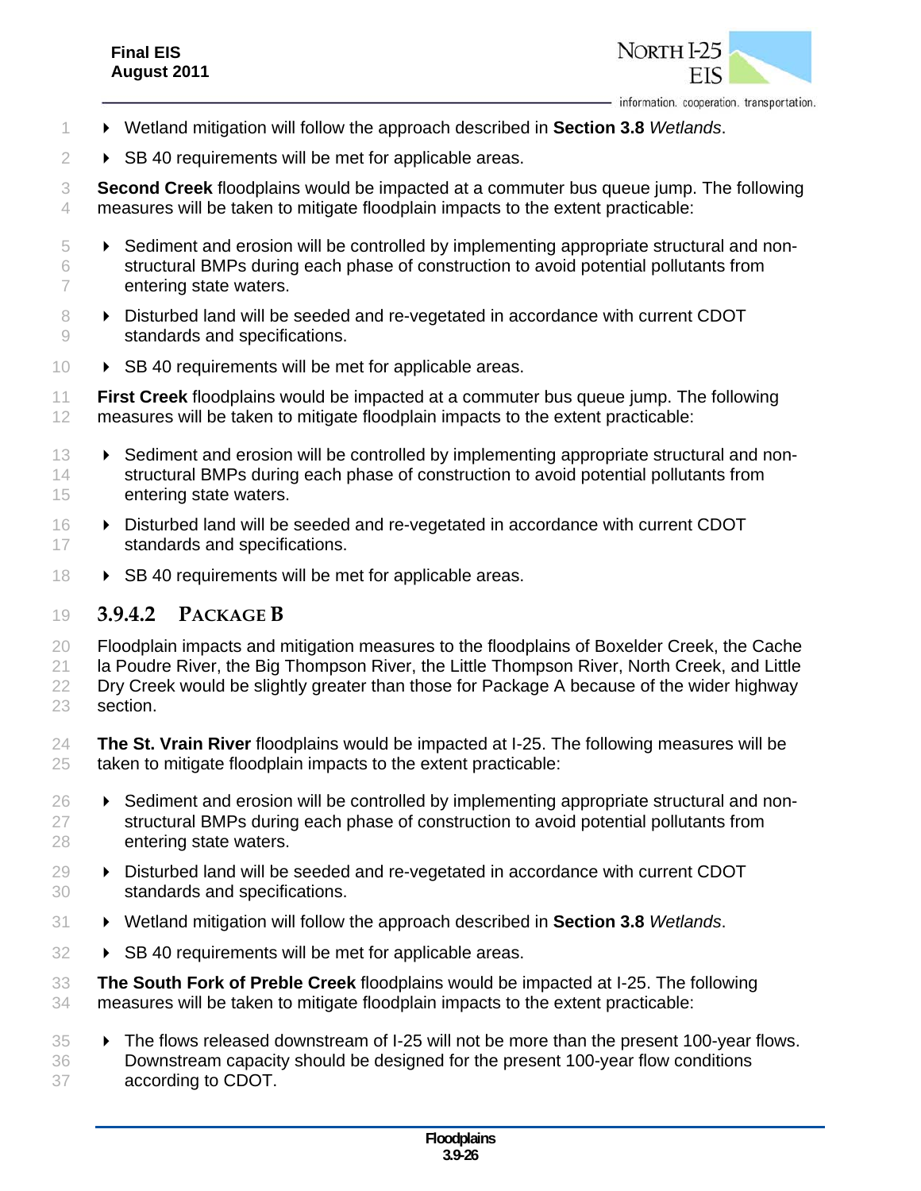- Wetland mitigation will follow the approach described in **Section 3.8** *Wetlands*.
- SB 40 requirements will be met for applicable areas.

**Second Creek** floodplains would be impacted at a commuter bus queue jump. The following measures will be taken to mitigate floodplain impacts to the extent practicable:

- Sediment and erosion will be controlled by implementing appropriate structural and non-structural BMPs during each phase of construction to avoid potential pollutants from entering state waters.
- Disturbed land will be seeded and re-vegetated in accordance with current CDOT standards and specifications.
- SB 40 requirements will be met for applicable areas.

**First Creek** floodplains would be impacted at a commuter bus queue jump. The following measures will be taken to mitigate floodplain impacts to the extent practicable:

- Sediment and erosion will be controlled by implementing appropriate structural and non-structural BMPs during each phase of construction to avoid potential pollutants from entering state waters.
- Disturbed land will be seeded and re-vegetated in accordance with current CDOT standards and specifications.
- SB 40 requirements will be met for applicable areas.

### 3.9.4.2 Package B

Floodplain impacts and mitigation measures to the floodplains of Boxelder Creek, the Cache la Poudre River, the Big Thompson River, the Little Thompson River, North Creek, and Little Dry Creek would be slightly greater than those for Package A because of the wider highway section.

**The St. Vrain River** floodplains would be impacted at I-25. The following measures will be taken to mitigate floodplain impacts to the extent practicable:

- Sediment and erosion will be controlled by implementing appropriate structural and non-structural BMPs during each phase of construction to avoid potential pollutants from entering state waters.
- Disturbed land will be seeded and re-vegetated in accordance with current CDOT standards and specifications.
- Wetland mitigation will follow the approach described in **Section 3.8** *Wetlands*.
- SB 40 requirements will be met for applicable areas.

**The South Fork of Preble Creek** floodplains would be impacted at I-25. The following measures will be taken to mitigate floodplain impacts to the extent practicable:

- The flows released downstream of I-25 will not be more than the present 100-year flows. Downstream capacity should be designed for the present 100-year flow conditions according to CDOT.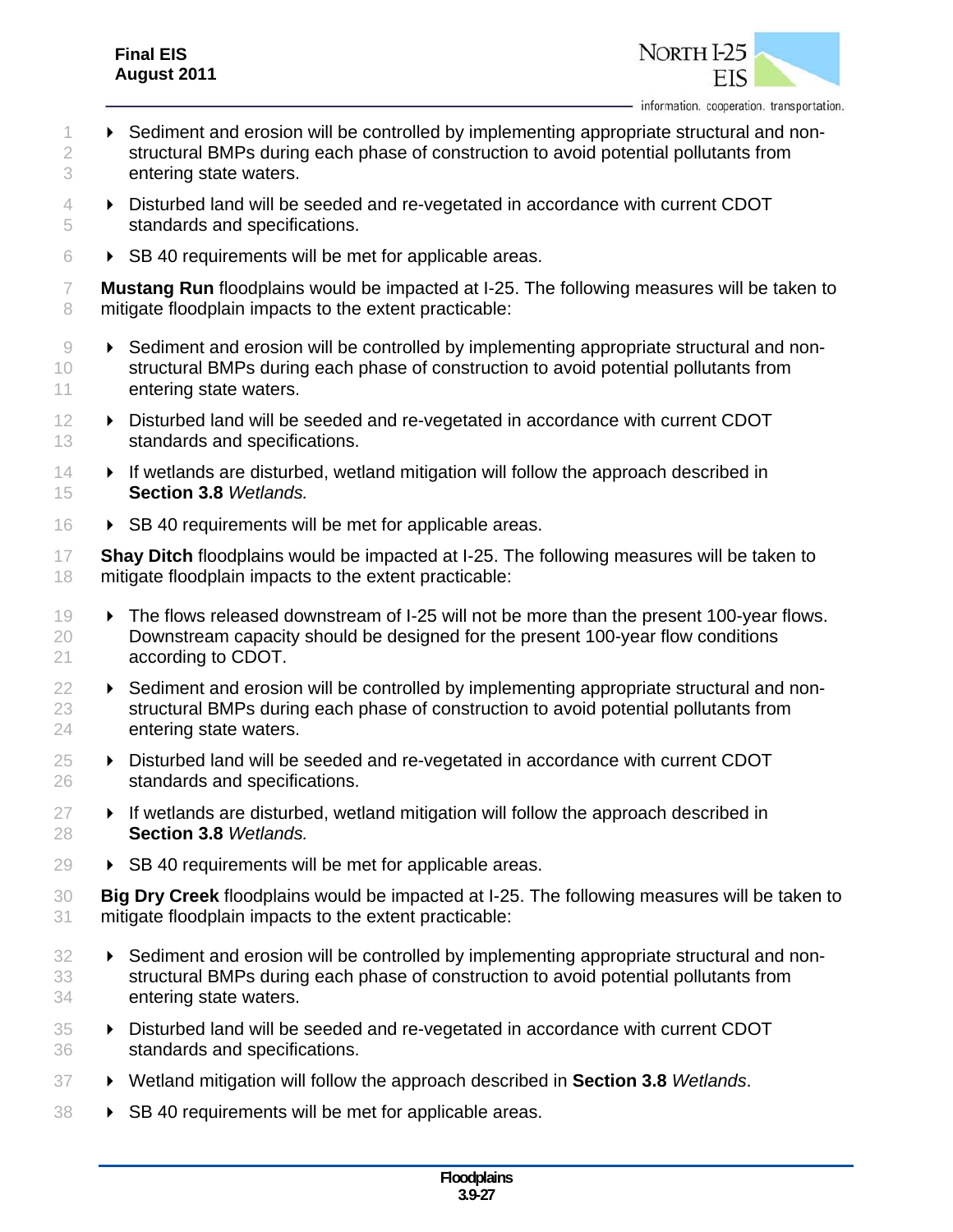- Sediment and erosion will be controlled by implementing appropriate structural and non-structural BMPs during each phase of construction to avoid potential pollutants from entering state waters.
- Disturbed land will be seeded and re-vegetated in accordance with current CDOT standards and specifications.
- SB 40 requirements will be met for applicable areas.

**Mustang Run** floodplains would be impacted at I-25. The following measures will be taken to mitigate floodplain impacts to the extent practicable:

- Sediment and erosion will be controlled by implementing appropriate structural and non-structural BMPs during each phase of construction to avoid potential pollutants from entering state waters.
- Disturbed land will be seeded and re-vegetated in accordance with current CDOT standards and specifications.
- If wetlands are disturbed, wetland mitigation will follow the approach described in **Section 3.8** *Wetlands.*
- SB 40 requirements will be met for applicable areas.

**Shay Ditch** floodplains would be impacted at I-25. The following measures will be taken to mitigate floodplain impacts to the extent practicable:

- The flows released downstream of I-25 will not be more than the present 100-year flows. Downstream capacity should be designed for the present 100-year flow conditions according to CDOT.
- Sediment and erosion will be controlled by implementing appropriate structural and non-structural BMPs during each phase of construction to avoid potential pollutants from entering state waters.
- Disturbed land will be seeded and re-vegetated in accordance with current CDOT standards and specifications.
- If wetlands are disturbed, wetland mitigation will follow the approach described in **Section 3.8** *Wetlands.*
- SB 40 requirements will be met for applicable areas.

**Big Dry Creek** floodplains would be impacted at I-25. The following measures will be taken to mitigate floodplain impacts to the extent practicable:

- Sediment and erosion will be controlled by implementing appropriate structural and non-structural BMPs during each phase of construction to avoid potential pollutants from entering state waters.
- Disturbed land will be seeded and re-vegetated in accordance with current CDOT standards and specifications.
- Wetland mitigation will follow the approach described in **Section 3.8** *Wetlands*.
- SB 40 requirements will be met for applicable areas.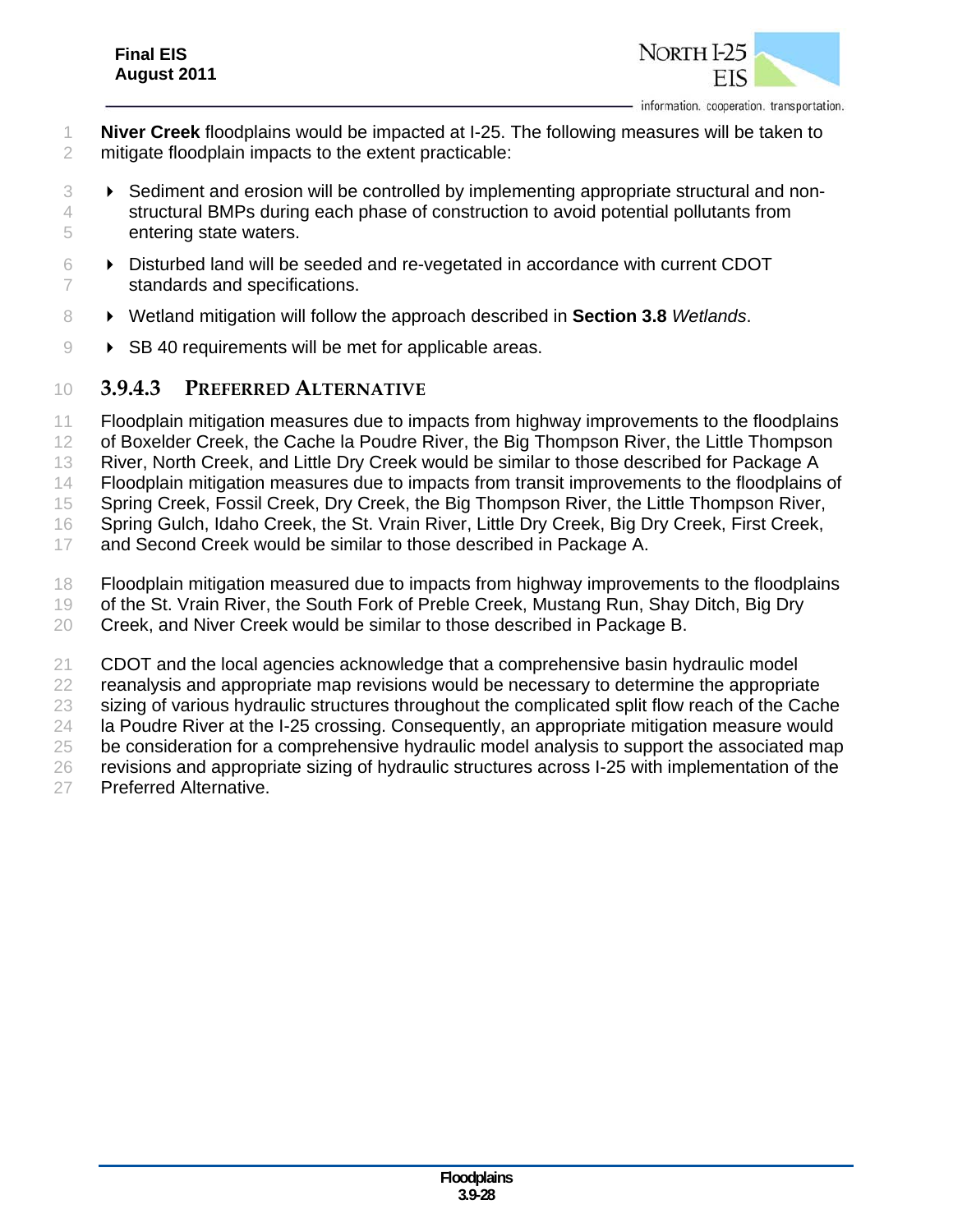**Niver Creek** floodplains would be impacted at I-25. The following measures will be taken to mitigate floodplain impacts to the extent practicable:

- Sediment and erosion will be controlled by implementing appropriate structural and non-structural BMPs during each phase of construction to avoid potential pollutants from entering state waters.
- Disturbed land will be seeded and re-vegetated in accordance with current CDOT standards and specifications.
- Wetland mitigation will follow the approach described in **Section 3.8** *Wetlands*.
- SB 40 requirements will be met for applicable areas.

### 3.9.4.3 Preferred Alternative

Floodplain mitigation measures due to impacts from highway improvements to the floodplains of Boxelder Creek, the Cache la Poudre River, the Big Thompson River, the Little Thompson River, North Creek, and Little Dry Creek would be similar to those described for Package A Floodplain mitigation measures due to impacts from transit improvements to the floodplains of Spring Creek, Fossil Creek, Dry Creek, the Big Thompson River, the Little Thompson River, Spring Gulch, Idaho Creek, the St. Vrain River, Little Dry Creek, Big Dry Creek, First Creek, and Second Creek would be similar to those described in Package A.

Floodplain mitigation measured due to impacts from highway improvements to the floodplains of the St. Vrain River, the South Fork of Preble Creek, Mustang Run, Shay Ditch, Big Dry Creek, and Niver Creek would be similar to those described in Package B.

CDOT and the local agencies acknowledge that a comprehensive basin hydraulic model reanalysis and appropriate map revisions would be necessary to determine the appropriate sizing of various hydraulic structures throughout the complicated split flow reach of the Cache la Poudre River at the I-25 crossing. Consequently, an appropriate mitigation measure would be consideration for a comprehensive hydraulic model analysis to support the associated map revisions and appropriate sizing of hydraulic structures across I-25 with implementation of the Preferred Alternative.